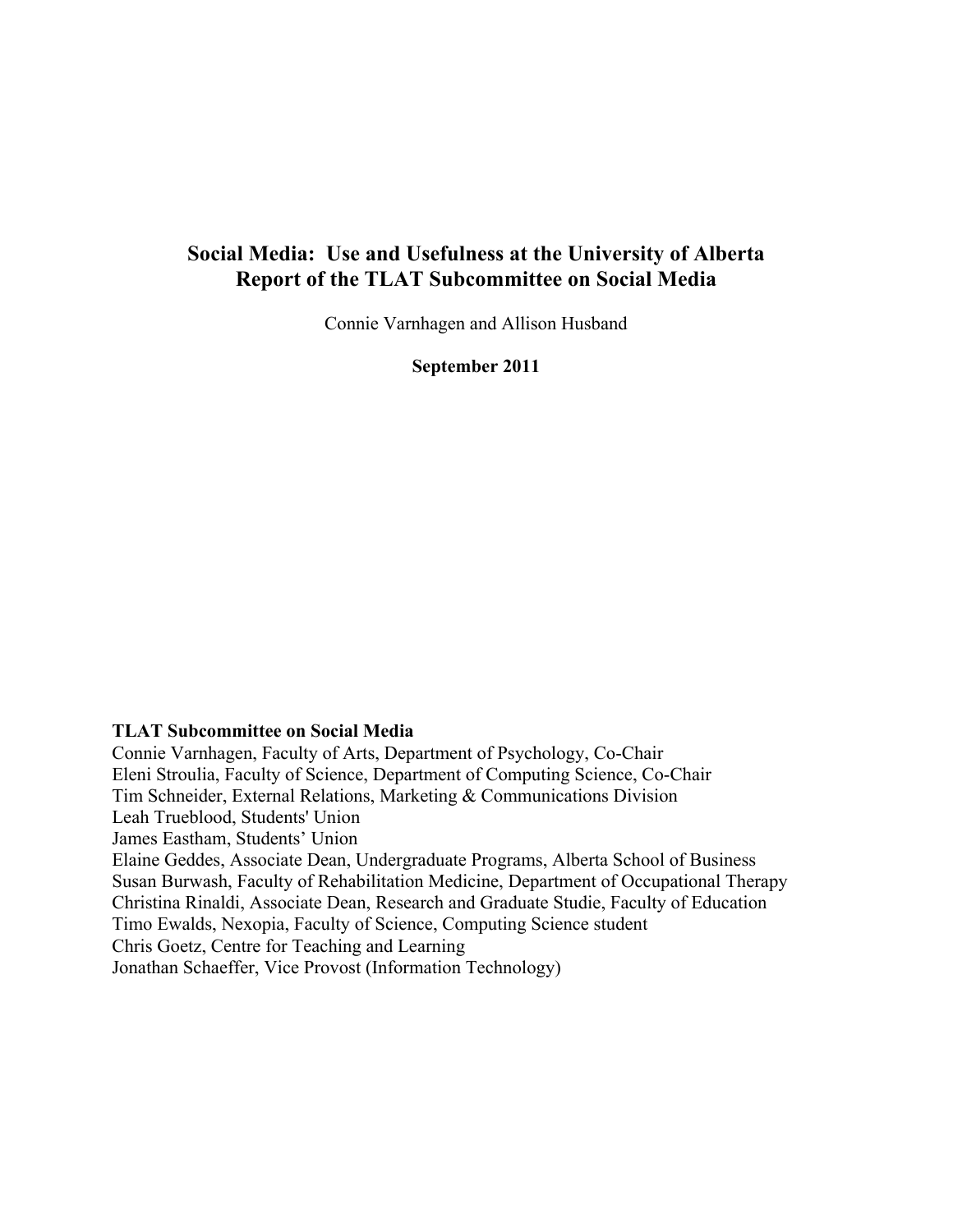# Social Media: Use and Usefulness at the University of Alberta
# Report of the TLAT Subcommittee on Social Media

Connie Varnhagen and Allison Husband

**September 2011**

**TLAT Subcommittee on Social Media**

Connie Varnhagen, Faculty of Arts, Department of Psychology, Co-Chair
Eleni Stroulia, Faculty of Science, Department of Computing Science, Co-Chair
Tim Schneider, External Relations, Marketing & Communications Division
Leah Trueblood, Students' Union
James Eastham, Students' Union
Elaine Geddes, Associate Dean, Undergraduate Programs, Alberta School of Business
Susan Burwash, Faculty of Rehabilitation Medicine, Department of Occupational Therapy
Christina Rinaldi, Associate Dean, Research and Graduate Studie, Faculty of Education
Timo Ewalds, Nexopia, Faculty of Science, Computing Science student
Chris Goetz, Centre for Teaching and Learning
Jonathan Schaeffer, Vice Provost (Information Technology)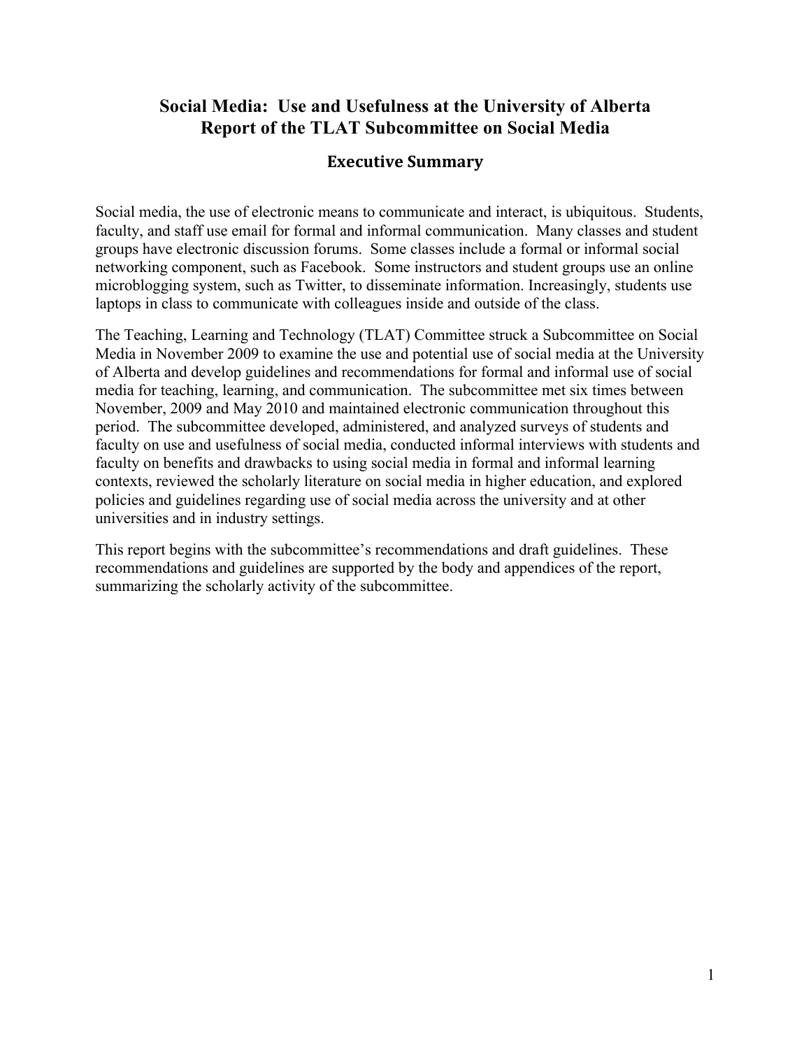# Social Media: Use and Usefulness at the University of Alberta
# Report of the TLAT Subcommittee on Social Media

## Executive Summary

Social media, the use of electronic means to communicate and interact, is ubiquitous. Students, faculty, and staff use email for formal and informal communication. Many classes and student groups have electronic discussion forums. Some classes include a formal or informal social networking component, such as Facebook. Some instructors and student groups use an online microblogging system, such as Twitter, to disseminate information. Increasingly, students use laptops in class to communicate with colleagues inside and outside of the class.

The Teaching, Learning and Technology (TLAT) Committee struck a Subcommittee on Social Media in November 2009 to examine the use and potential use of social media at the University of Alberta and develop guidelines and recommendations for formal and informal use of social media for teaching, learning, and communication. The subcommittee met six times between November, 2009 and May 2010 and maintained electronic communication throughout this period. The subcommittee developed, administered, and analyzed surveys of students and faculty on use and usefulness of social media, conducted informal interviews with students and faculty on benefits and drawbacks to using social media in formal and informal learning contexts, reviewed the scholarly literature on social media in higher education, and explored policies and guidelines regarding use of social media across the university and at other universities and in industry settings.

This report begins with the subcommittee's recommendations and draft guidelines. These recommendations and guidelines are supported by the body and appendices of the report, summarizing the scholarly activity of the subcommittee.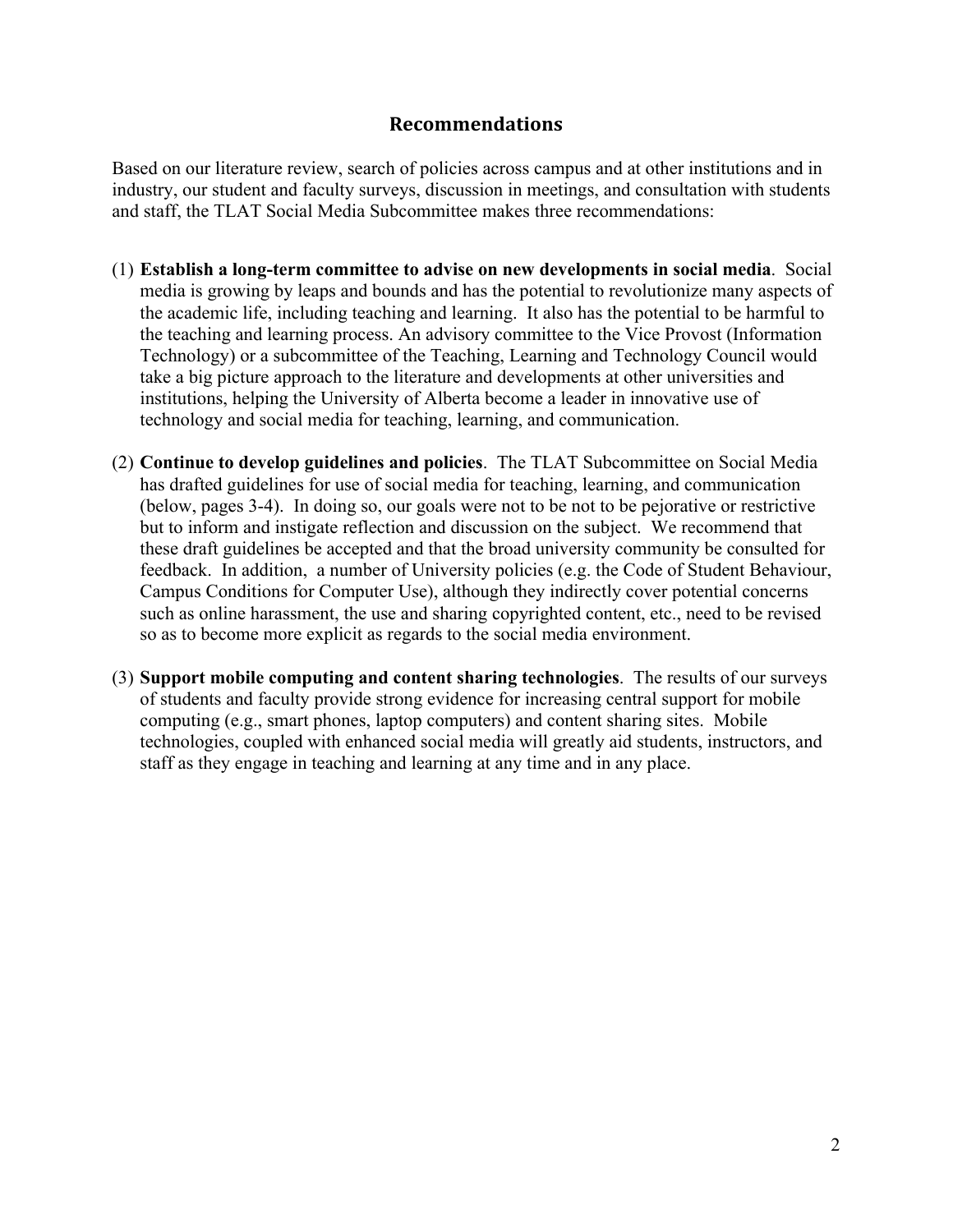## Recommendations

Based on our literature review, search of policies across campus and at other institutions and in industry, our student and faculty surveys, discussion in meetings, and consultation with students and staff, the TLAT Social Media Subcommittee makes three recommendations:

(1) **Establish a long-term committee to advise on new developments in social media**. Social media is growing by leaps and bounds and has the potential to revolutionize many aspects of the academic life, including teaching and learning. It also has the potential to be harmful to the teaching and learning process. An advisory committee to the Vice Provost (Information Technology) or a subcommittee of the Teaching, Learning and Technology Council would take a big picture approach to the literature and developments at other universities and institutions, helping the University of Alberta become a leader in innovative use of technology and social media for teaching, learning, and communication.

(2) **Continue to develop guidelines and policies**. The TLAT Subcommittee on Social Media has drafted guidelines for use of social media for teaching, learning, and communication (below, pages 3-4). In doing so, our goals were not to be not to be pejorative or restrictive but to inform and instigate reflection and discussion on the subject. We recommend that these draft guidelines be accepted and that the broad university community be consulted for feedback. In addition, a number of University policies (e.g. the Code of Student Behaviour, Campus Conditions for Computer Use), although they indirectly cover potential concerns such as online harassment, the use and sharing copyrighted content, etc., need to be revised so as to become more explicit as regards to the social media environment.

(3) **Support mobile computing and content sharing technologies**. The results of our surveys of students and faculty provide strong evidence for increasing central support for mobile computing (e.g., smart phones, laptop computers) and content sharing sites. Mobile technologies, coupled with enhanced social media will greatly aid students, instructors, and staff as they engage in teaching and learning at any time and in any place.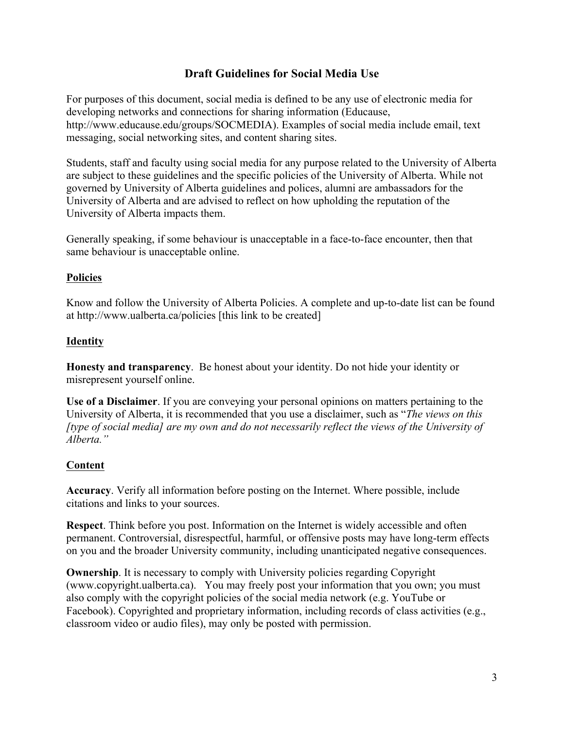## Draft Guidelines for Social Media Use

For purposes of this document, social media is defined to be any use of electronic media for developing networks and connections for sharing information (Educause, http://www.educause.edu/groups/SOCMEDIA). Examples of social media include email, text messaging, social networking sites, and content sharing sites.

Students, staff and faculty using social media for any purpose related to the University of Alberta are subject to these guidelines and the specific policies of the University of Alberta. While not governed by University of Alberta guidelines and polices, alumni are ambassadors for the University of Alberta and are advised to reflect on how upholding the reputation of the University of Alberta impacts them.

Generally speaking, if some behaviour is unacceptable in a face-to-face encounter, then that same behaviour is unacceptable online.

### Policies

Know and follow the University of Alberta Policies. A complete and up-to-date list can be found at http://www.ualberta.ca/policies [this link to be created]

### Identity

**Honesty and transparency**. Be honest about your identity. Do not hide your identity or misrepresent yourself online.

**Use of a Disclaimer**. If you are conveying your personal opinions on matters pertaining to the University of Alberta, it is recommended that you use a disclaimer, such as "*The views on this [type of social media] are my own and do not necessarily reflect the views of the University of Alberta."*

### Content

**Accuracy**. Verify all information before posting on the Internet. Where possible, include citations and links to your sources.

**Respect**. Think before you post. Information on the Internet is widely accessible and often permanent. Controversial, disrespectful, harmful, or offensive posts may have long-term effects on you and the broader University community, including unanticipated negative consequences.

**Ownership**. It is necessary to comply with University policies regarding Copyright (www.copyright.ualberta.ca). You may freely post your information that you own; you must also comply with the copyright policies of the social media network (e.g. YouTube or Facebook). Copyrighted and proprietary information, including records of class activities (e.g., classroom video or audio files), may only be posted with permission.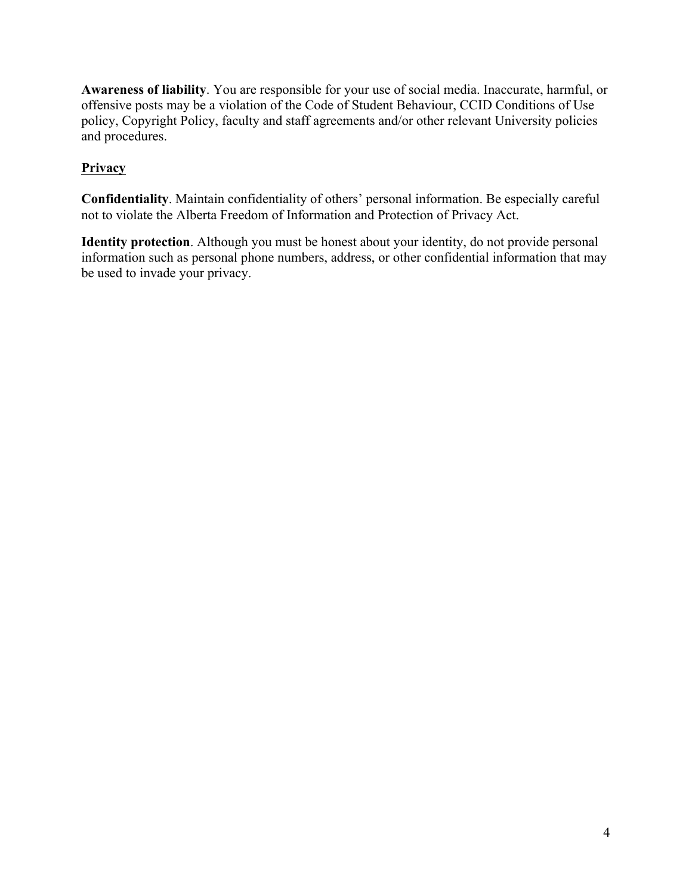**Awareness of liability**. You are responsible for your use of social media. Inaccurate, harmful, or offensive posts may be a violation of the Code of Student Behaviour, CCID Conditions of Use policy, Copyright Policy, faculty and staff agreements and/or other relevant University policies and procedures.

## Privacy

**Confidentiality**. Maintain confidentiality of others' personal information. Be especially careful not to violate the Alberta Freedom of Information and Protection of Privacy Act.

**Identity protection**. Although you must be honest about your identity, do not provide personal information such as personal phone numbers, address, or other confidential information that may be used to invade your privacy.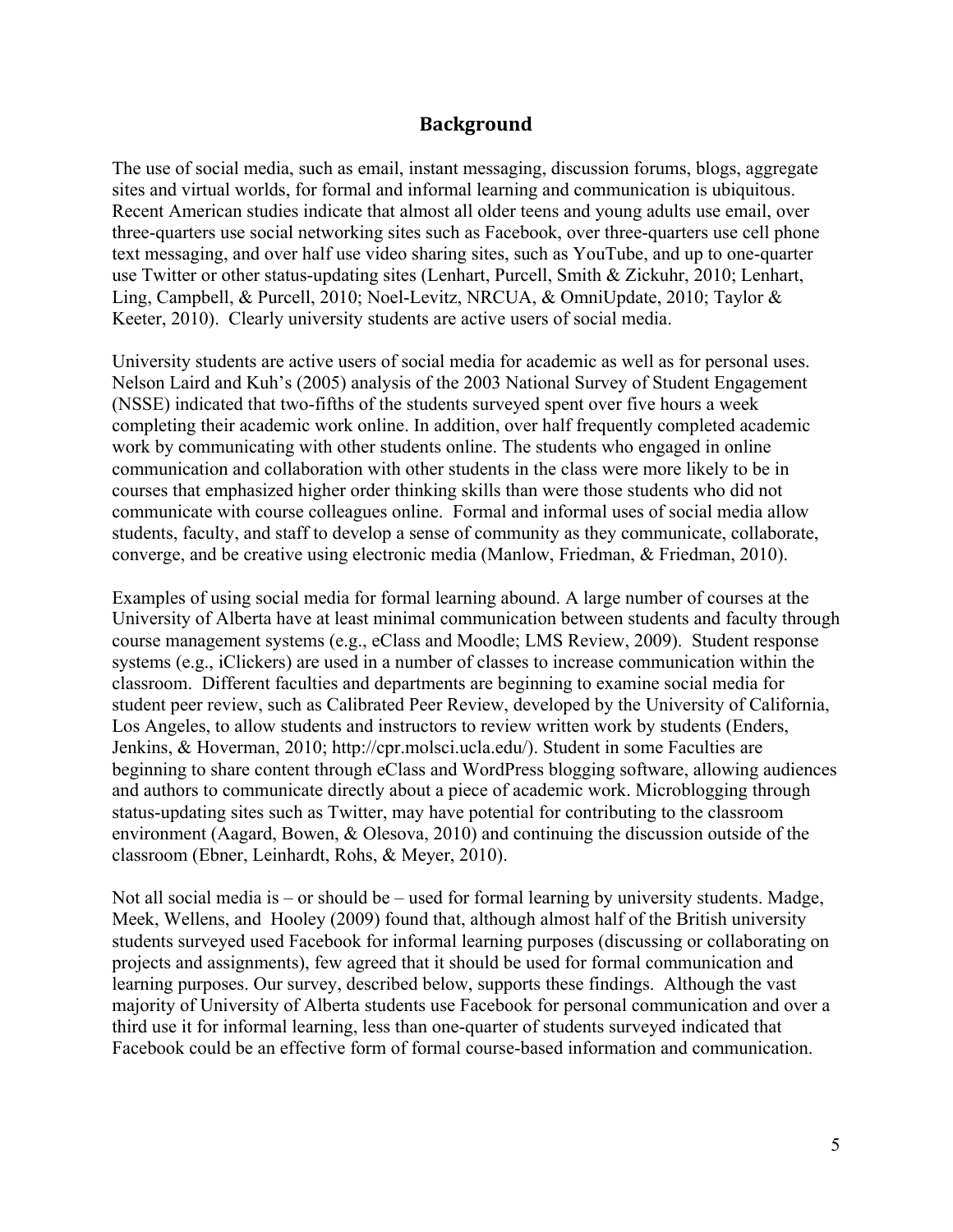## Background

The use of social media, such as email, instant messaging, discussion forums, blogs, aggregate sites and virtual worlds, for formal and informal learning and communication is ubiquitous. Recent American studies indicate that almost all older teens and young adults use email, over three-quarters use social networking sites such as Facebook, over three-quarters use cell phone text messaging, and over half use video sharing sites, such as YouTube, and up to one-quarter use Twitter or other status-updating sites (Lenhart, Purcell, Smith & Zickuhr, 2010; Lenhart, Ling, Campbell, & Purcell, 2010; Noel-Levitz, NRCUA, & OmniUpdate, 2010; Taylor & Keeter, 2010). Clearly university students are active users of social media.

University students are active users of social media for academic as well as for personal uses. Nelson Laird and Kuh's (2005) analysis of the 2003 National Survey of Student Engagement (NSSE) indicated that two-fifths of the students surveyed spent over five hours a week completing their academic work online. In addition, over half frequently completed academic work by communicating with other students online. The students who engaged in online communication and collaboration with other students in the class were more likely to be in courses that emphasized higher order thinking skills than were those students who did not communicate with course colleagues online. Formal and informal uses of social media allow students, faculty, and staff to develop a sense of community as they communicate, collaborate, converge, and be creative using electronic media (Manlow, Friedman, & Friedman, 2010).

Examples of using social media for formal learning abound. A large number of courses at the University of Alberta have at least minimal communication between students and faculty through course management systems (e.g., eClass and Moodle; LMS Review, 2009). Student response systems (e.g., iClickers) are used in a number of classes to increase communication within the classroom. Different faculties and departments are beginning to examine social media for student peer review, such as Calibrated Peer Review, developed by the University of California, Los Angeles, to allow students and instructors to review written work by students (Enders, Jenkins, & Hoverman, 2010; http://cpr.molsci.ucla.edu/). Student in some Faculties are beginning to share content through eClass and WordPress blogging software, allowing audiences and authors to communicate directly about a piece of academic work. Microblogging through status-updating sites such as Twitter, may have potential for contributing to the classroom environment (Aagard, Bowen, & Olesova, 2010) and continuing the discussion outside of the classroom (Ebner, Leinhardt, Rohs, & Meyer, 2010).

Not all social media is – or should be – used for formal learning by university students. Madge, Meek, Wellens, and Hooley (2009) found that, although almost half of the British university students surveyed used Facebook for informal learning purposes (discussing or collaborating on projects and assignments), few agreed that it should be used for formal communication and learning purposes. Our survey, described below, supports these findings. Although the vast majority of University of Alberta students use Facebook for personal communication and over a third use it for informal learning, less than one-quarter of students surveyed indicated that Facebook could be an effective form of formal course-based information and communication.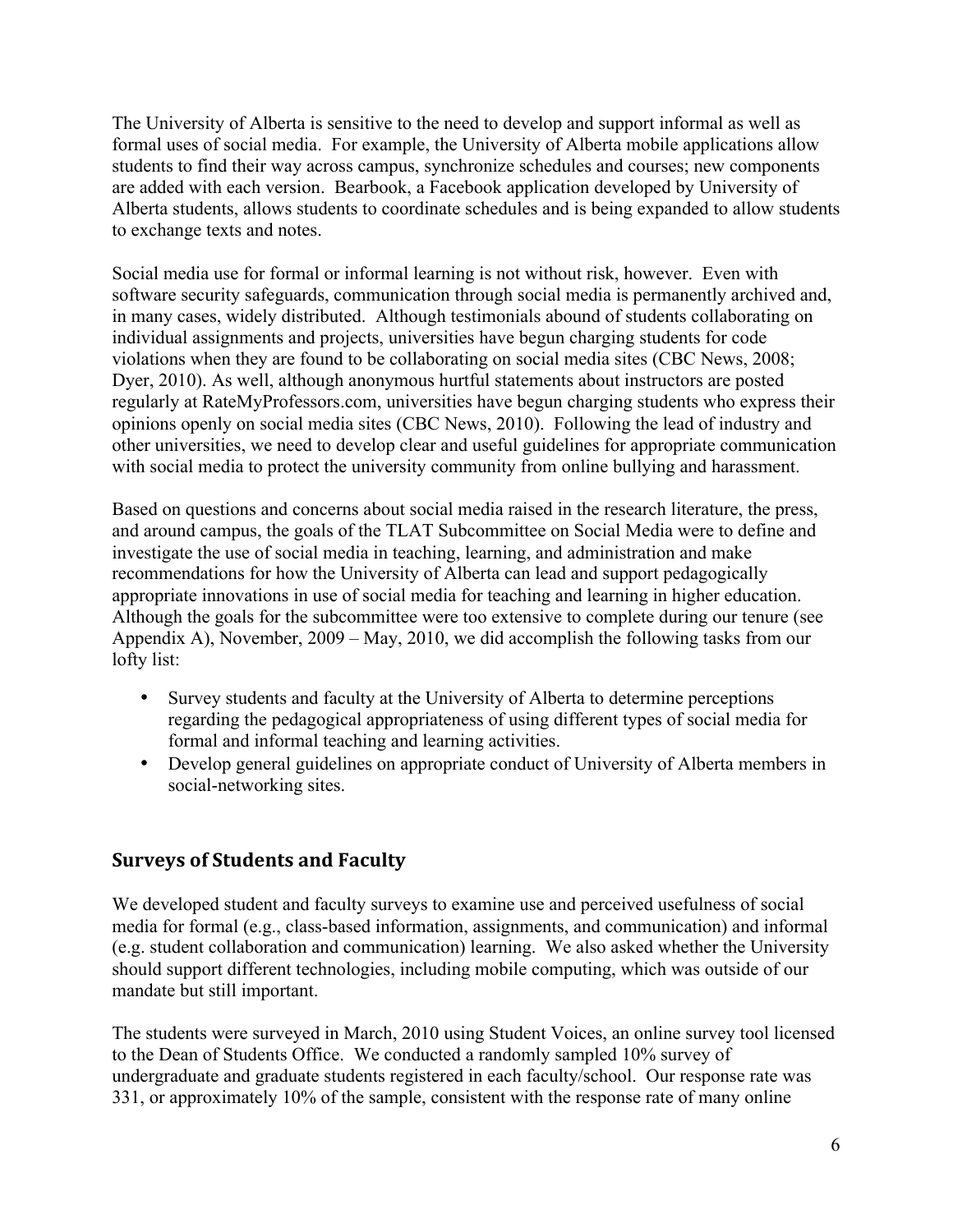The University of Alberta is sensitive to the need to develop and support informal as well as formal uses of social media. For example, the University of Alberta mobile applications allow students to find their way across campus, synchronize schedules and courses; new components are added with each version. Bearbook, a Facebook application developed by University of Alberta students, allows students to coordinate schedules and is being expanded to allow students to exchange texts and notes.

Social media use for formal or informal learning is not without risk, however. Even with software security safeguards, communication through social media is permanently archived and, in many cases, widely distributed. Although testimonials abound of students collaborating on individual assignments and projects, universities have begun charging students for code violations when they are found to be collaborating on social media sites (CBC News, 2008; Dyer, 2010). As well, although anonymous hurtful statements about instructors are posted regularly at RateMyProfessors.com, universities have begun charging students who express their opinions openly on social media sites (CBC News, 2010). Following the lead of industry and other universities, we need to develop clear and useful guidelines for appropriate communication with social media to protect the university community from online bullying and harassment.

Based on questions and concerns about social media raised in the research literature, the press, and around campus, the goals of the TLAT Subcommittee on Social Media were to define and investigate the use of social media in teaching, learning, and administration and make recommendations for how the University of Alberta can lead and support pedagogically appropriate innovations in use of social media for teaching and learning in higher education. Although the goals for the subcommittee were too extensive to complete during our tenure (see Appendix A), November, 2009 – May, 2010, we did accomplish the following tasks from our lofty list:

- Survey students and faculty at the University of Alberta to determine perceptions regarding the pedagogical appropriateness of using different types of social media for formal and informal teaching and learning activities.
- Develop general guidelines on appropriate conduct of University of Alberta members in social-networking sites.

## Surveys of Students and Faculty

We developed student and faculty surveys to examine use and perceived usefulness of social media for formal (e.g., class-based information, assignments, and communication) and informal (e.g. student collaboration and communication) learning. We also asked whether the University should support different technologies, including mobile computing, which was outside of our mandate but still important.

The students were surveyed in March, 2010 using Student Voices, an online survey tool licensed to the Dean of Students Office. We conducted a randomly sampled 10% survey of undergraduate and graduate students registered in each faculty/school. Our response rate was 331, or approximately 10% of the sample, consistent with the response rate of many online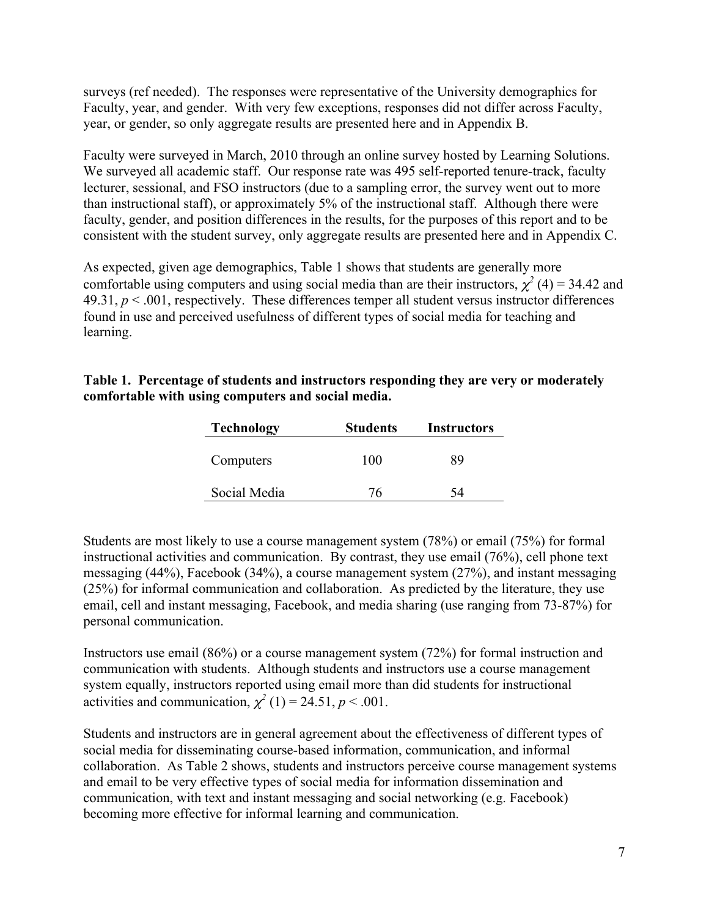surveys (ref needed). The responses were representative of the University demographics for Faculty, year, and gender. With very few exceptions, responses did not differ across Faculty, year, or gender, so only aggregate results are presented here and in Appendix B.

Faculty were surveyed in March, 2010 through an online survey hosted by Learning Solutions. We surveyed all academic staff. Our response rate was 495 self-reported tenure-track, faculty lecturer, sessional, and FSO instructors (due to a sampling error, the survey went out to more than instructional staff), or approximately 5% of the instructional staff. Although there were faculty, gender, and position differences in the results, for the purposes of this report and to be consistent with the student survey, only aggregate results are presented here and in Appendix C.

As expected, given age demographics, Table 1 shows that students are generally more comfortable using computers and using social media than are their instructors, $\chi^2$ (4) = 34.42 and 49.31, $p < .001$, respectively. These differences temper all student versus instructor differences found in use and perceived usefulness of different types of social media for teaching and learning.

**Table 1. Percentage of students and instructors responding they are very or moderately comfortable with using computers and social media.**

| Technology | Students | Instructors |
|---|---|---|
| Computers | 100 | 89 |
| Social Media | 76 | 54 |

Students are most likely to use a course management system (78%) or email (75%) for formal instructional activities and communication. By contrast, they use email (76%), cell phone text messaging (44%), Facebook (34%), a course management system (27%), and instant messaging (25%) for informal communication and collaboration. As predicted by the literature, they use email, cell and instant messaging, Facebook, and media sharing (use ranging from 73-87%) for personal communication.

Instructors use email (86%) or a course management system (72%) for formal instruction and communication with students. Although students and instructors use a course management system equally, instructors reported using email more than did students for instructional activities and communication, $\chi^2$ (1) = 24.51, $p < .001$.

Students and instructors are in general agreement about the effectiveness of different types of social media for disseminating course-based information, communication, and informal collaboration. As Table 2 shows, students and instructors perceive course management systems and email to be very effective types of social media for information dissemination and communication, with text and instant messaging and social networking (e.g. Facebook) becoming more effective for informal learning and communication.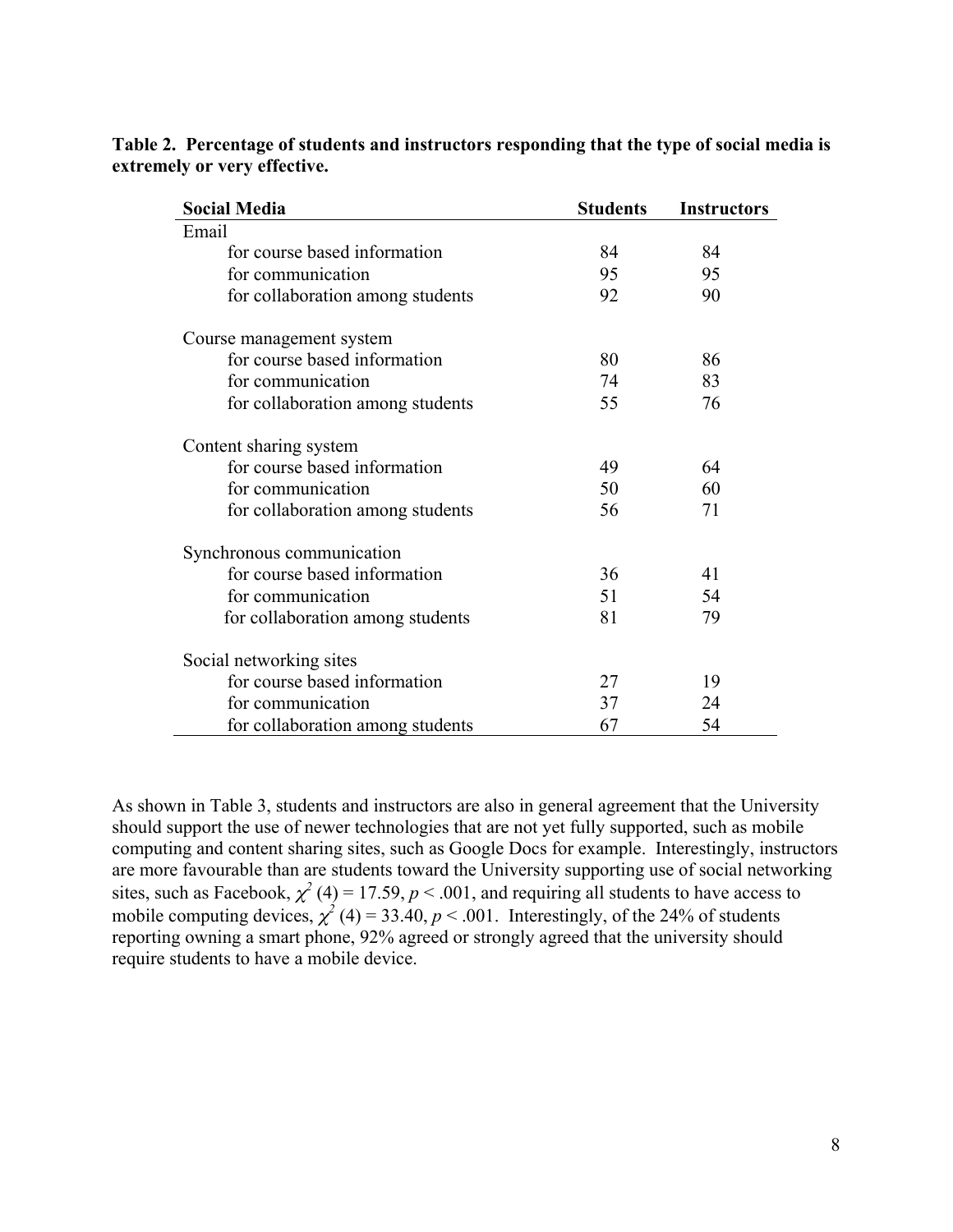**Table 2. Percentage of students and instructors responding that the type of social media is extremely or very effective.**

| Social Media | Students | Instructors |
|---|---|---|
| Email | | |
| for course based information | 84 | 84 |
| for communication | 95 | 95 |
| for collaboration among students | 92 | 90 |
| Course management system | | |
| for course based information | 80 | 86 |
| for communication | 74 | 83 |
| for collaboration among students | 55 | 76 |
| Content sharing system | | |
| for course based information | 49 | 64 |
| for communication | 50 | 60 |
| for collaboration among students | 56 | 71 |
| Synchronous communication | | |
| for course based information | 36 | 41 |
| for communication | 51 | 54 |
| for collaboration among students | 81 | 79 |
| Social networking sites | | |
| for course based information | 27 | 19 |
| for communication | 37 | 24 |
| for collaboration among students | 67 | 54 |

As shown in Table 3, students and instructors are also in general agreement that the University should support the use of newer technologies that are not yet fully supported, such as mobile computing and content sharing sites, such as Google Docs for example. Interestingly, instructors are more favourable than are students toward the University supporting use of social networking sites, such as Facebook, $\chi^2$ (4) = 17.59, $p < .001$, and requiring all students to have access to mobile computing devices, $\chi^2$ (4) = 33.40, $p < .001$. Interestingly, of the 24% of students reporting owning a smart phone, 92% agreed or strongly agreed that the university should require students to have a mobile device.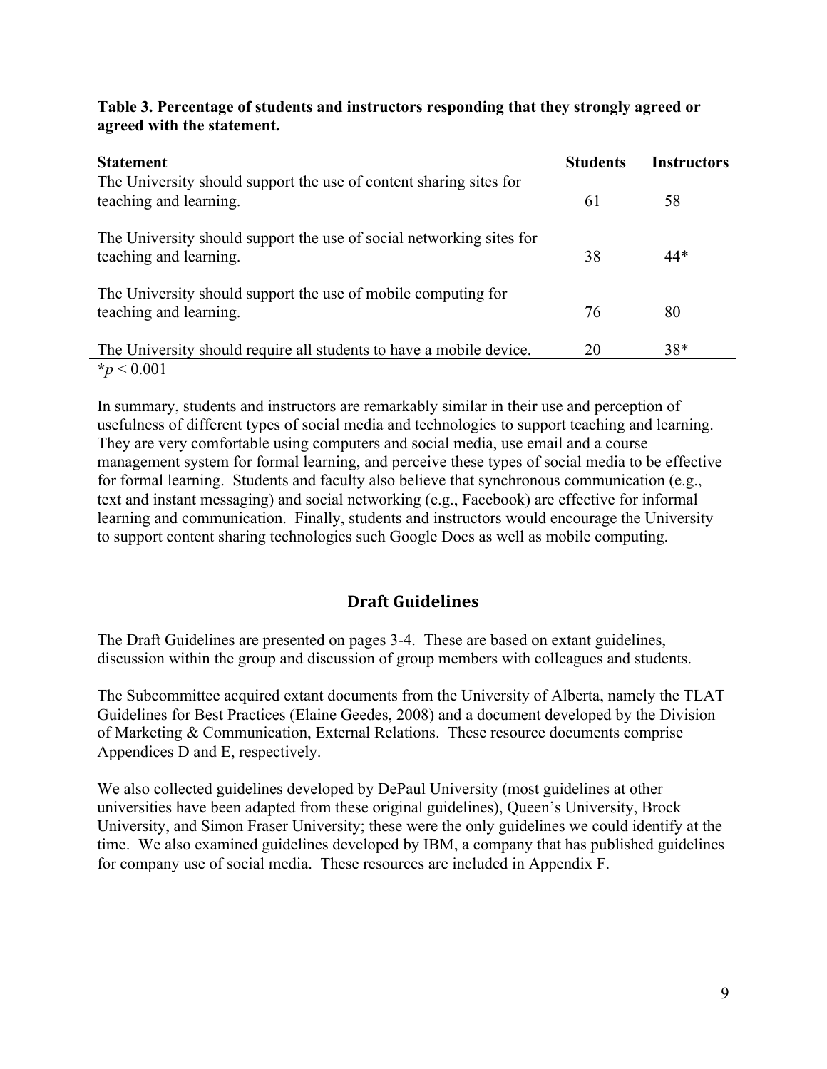**Table 3. Percentage of students and instructors responding that they strongly agreed or agreed with the statement.**

| Statement | Students | Instructors |
|---|---|---|
| The University should support the use of content sharing sites for teaching and learning. | 61 | 58 |
| The University should support the use of social networking sites for teaching and learning. | 38 | 44* |
| The University should support the use of mobile computing for teaching and learning. | 76 | 80 |
| The University should require all students to have a mobile device. | 20 | 38* |

*$p < 0.001$

In summary, students and instructors are remarkably similar in their use and perception of usefulness of different types of social media and technologies to support teaching and learning. They are very comfortable using computers and social media, use email and a course management system for formal learning, and perceive these types of social media to be effective for formal learning. Students and faculty also believe that synchronous communication (e.g., text and instant messaging) and social networking (e.g., Facebook) are effective for informal learning and communication. Finally, students and instructors would encourage the University to support content sharing technologies such Google Docs as well as mobile computing.

## Draft Guidelines

The Draft Guidelines are presented on pages 3-4. These are based on extant guidelines, discussion within the group and discussion of group members with colleagues and students.

The Subcommittee acquired extant documents from the University of Alberta, namely the TLAT Guidelines for Best Practices (Elaine Geedes, 2008) and a document developed by the Division of Marketing & Communication, External Relations. These resource documents comprise Appendices D and E, respectively.

We also collected guidelines developed by DePaul University (most guidelines at other universities have been adapted from these original guidelines), Queen's University, Brock University, and Simon Fraser University; these were the only guidelines we could identify at the time. We also examined guidelines developed by IBM, a company that has published guidelines for company use of social media. These resources are included in Appendix F.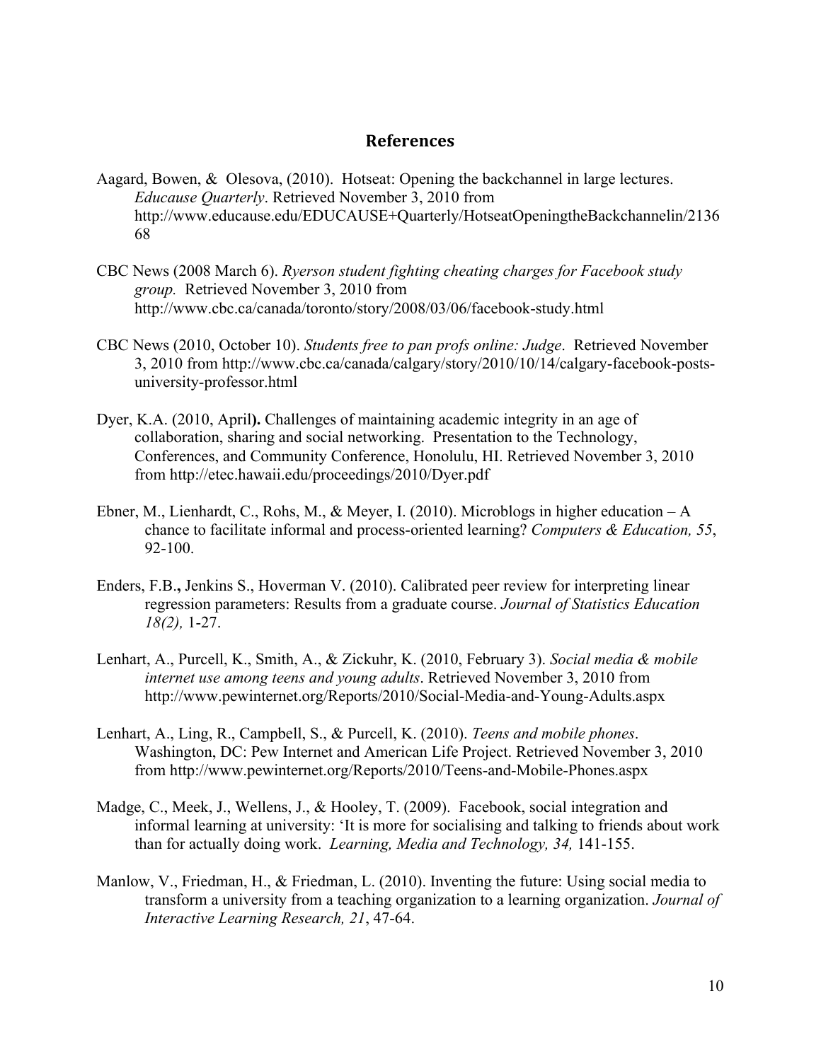## References

Aagard, Bowen, & Olesova, (2010). Hotseat: Opening the backchannel in large lectures. *Educause Quarterly*. Retrieved November 3, 2010 from http://www.educause.edu/EDUCAUSE+Quarterly/HotseatOpeningtheBackchannelin/213668

CBC News (2008 March 6). *Ryerson student fighting cheating charges for Facebook study group.* Retrieved November 3, 2010 from http://www.cbc.ca/canada/toronto/story/2008/03/06/facebook-study.html

CBC News (2010, October 10). *Students free to pan profs online: Judge*. Retrieved November 3, 2010 from http://www.cbc.ca/canada/calgary/story/2010/10/14/calgary-facebook-posts-university-professor.html

Dyer, K.A. (2010, April**).** Challenges of maintaining academic integrity in an age of collaboration, sharing and social networking. Presentation to the Technology, Conferences, and Community Conference, Honolulu, HI. Retrieved November 3, 2010 from http://etec.hawaii.edu/proceedings/2010/Dyer.pdf

Ebner, M., Lienhardt, C., Rohs, M., & Meyer, I. (2010). Microblogs in higher education – A chance to facilitate informal and process-oriented learning? *Computers & Education, 55*, 92-100.

Enders, F.B.**,** Jenkins S., Hoverman V. (2010). Calibrated peer review for interpreting linear regression parameters: Results from a graduate course. *Journal of Statistics Education 18(2),* 1-27.

Lenhart, A., Purcell, K., Smith, A., & Zickuhr, K. (2010, February 3). *Social media & mobile internet use among teens and young adults*. Retrieved November 3, 2010 from http://www.pewinternet.org/Reports/2010/Social-Media-and-Young-Adults.aspx

Lenhart, A., Ling, R., Campbell, S., & Purcell, K. (2010). *Teens and mobile phones*. Washington, DC: Pew Internet and American Life Project. Retrieved November 3, 2010 from http://www.pewinternet.org/Reports/2010/Teens-and-Mobile-Phones.aspx

Madge, C., Meek, J., Wellens, J., & Hooley, T. (2009). Facebook, social integration and informal learning at university: 'It is more for socialising and talking to friends about work than for actually doing work. *Learning, Media and Technology, 34,* 141-155.

Manlow, V., Friedman, H., & Friedman, L. (2010). Inventing the future: Using social media to transform a university from a teaching organization to a learning organization. *Journal of Interactive Learning Research, 21*, 47-64.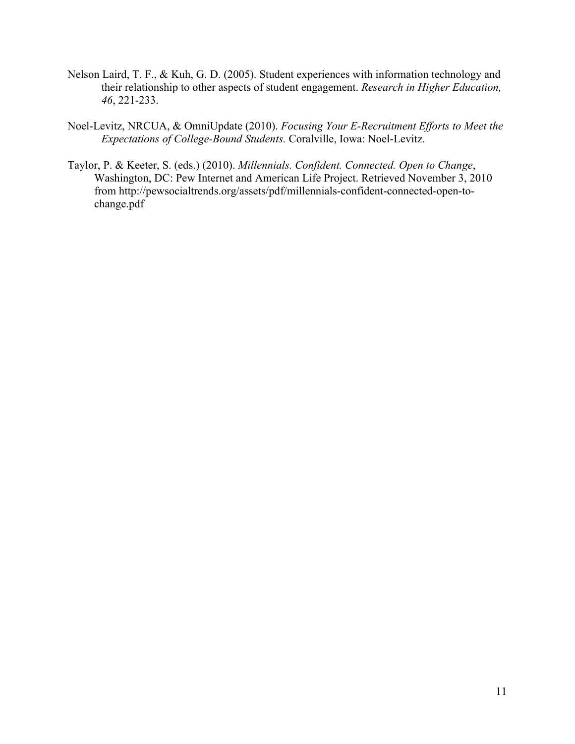Nelson Laird, T. F., & Kuh, G. D. (2005). Student experiences with information technology and their relationship to other aspects of student engagement. *Research in Higher Education, 46*, 221-233.

Noel-Levitz, NRCUA, & OmniUpdate (2010). *Focusing Your E-Recruitment Efforts to Meet the Expectations of College-Bound Students.* Coralville, Iowa: Noel-Levitz.

Taylor, P. & Keeter, S. (eds.) (2010). *Millennials. Confident. Connected. Open to Change*, Washington, DC: Pew Internet and American Life Project. Retrieved November 3, 2010 from http://pewsocialtrends.org/assets/pdf/millennials-confident-connected-open-to-change.pdf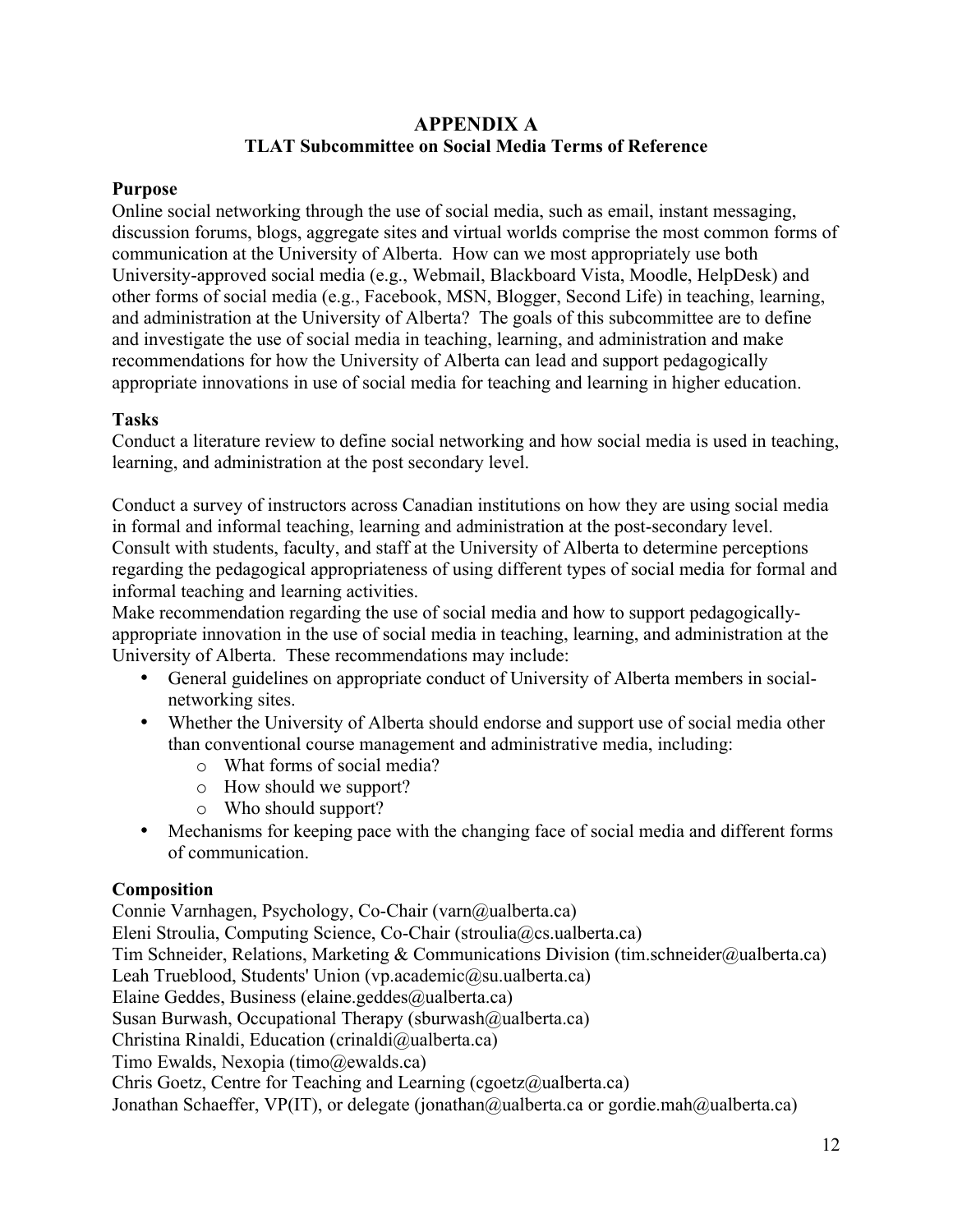# APPENDIX A
## TLAT Subcommittee on Social Media Terms of Reference

### Purpose

Online social networking through the use of social media, such as email, instant messaging, discussion forums, blogs, aggregate sites and virtual worlds comprise the most common forms of communication at the University of Alberta. How can we most appropriately use both University-approved social media (e.g., Webmail, Blackboard Vista, Moodle, HelpDesk) and other forms of social media (e.g., Facebook, MSN, Blogger, Second Life) in teaching, learning, and administration at the University of Alberta? The goals of this subcommittee are to define and investigate the use of social media in teaching, learning, and administration and make recommendations for how the University of Alberta can lead and support pedagogically appropriate innovations in use of social media for teaching and learning in higher education.

### Tasks

Conduct a literature review to define social networking and how social media is used in teaching, learning, and administration at the post secondary level.

Conduct a survey of instructors across Canadian institutions on how they are using social media in formal and informal teaching, learning and administration at the post-secondary level.
Consult with students, faculty, and staff at the University of Alberta to determine perceptions regarding the pedagogical appropriateness of using different types of social media for formal and informal teaching and learning activities.
Make recommendation regarding the use of social media and how to support pedagogically-appropriate innovation in the use of social media in teaching, learning, and administration at the University of Alberta. These recommendations may include:

- General guidelines on appropriate conduct of University of Alberta members in social-networking sites.
- Whether the University of Alberta should endorse and support use of social media other than conventional course management and administrative media, including:
  - What forms of social media?
  - How should we support?
  - Who should support?
- Mechanisms for keeping pace with the changing face of social media and different forms of communication.

### Composition

Connie Varnhagen, Psychology, Co-Chair (varn@ualberta.ca)
Eleni Stroulia, Computing Science, Co-Chair (stroulia@cs.ualberta.ca)
Tim Schneider, Relations, Marketing & Communications Division (tim.schneider@ualberta.ca)
Leah Trueblood, Students' Union (vp.academic@su.ualberta.ca)
Elaine Geddes, Business (elaine.geddes@ualberta.ca)
Susan Burwash, Occupational Therapy (sburwash@ualberta.ca)
Christina Rinaldi, Education (crinaldi@ualberta.ca)
Timo Ewalds, Nexopia (timo@ewalds.ca)
Chris Goetz, Centre for Teaching and Learning (cgoetz@ualberta.ca)
Jonathan Schaeffer, VP(IT), or delegate (jonathan@ualberta.ca or gordie.mah@ualberta.ca)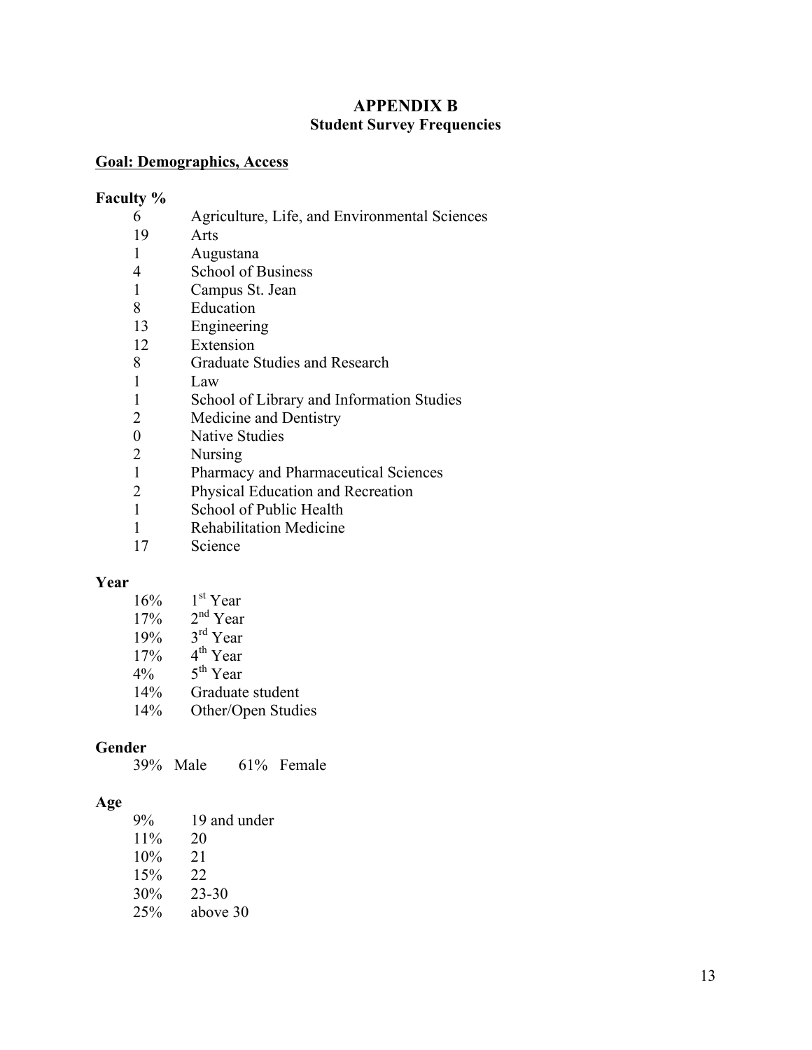# APPENDIX B
## Student Survey Frequencies

**<u>Goal: Demographics, Access</u>**

**Faculty %**

| % | Faculty |
|---|---|
| 6 | Agriculture, Life, and Environmental Sciences |
| 19 | Arts |
| 1 | Augustana |
| 4 | School of Business |
| 1 | Campus St. Jean |
| 8 | Education |
| 13 | Engineering |
| 12 | Extension |
| 8 | Graduate Studies and Research |
| 1 | Law |
| 1 | School of Library and Information Studies |
| 2 | Medicine and Dentistry |
| 0 | Native Studies |
| 2 | Nursing |
| 1 | Pharmacy and Pharmaceutical Sciences |
| 2 | Physical Education and Recreation |
| 1 | School of Public Health |
| 1 | Rehabilitation Medicine |
| 17 | Science |

**Year**

| % | Year |
|---|---|
| 16% | 1st Year |
| 17% | 2nd Year |
| 19% | 3rd Year |
| 17% | 4th Year |
| 4% | 5th Year |
| 14% | Graduate student |
| 14% | Other/Open Studies |

**Gender**

39% Male 61% Female

**Age**

| % | Age |
|---|---|
| 9% | 19 and under |
| 11% | 20 |
| 10% | 21 |
| 15% | 22 |
| 30% | 23-30 |
| 25% | above 30 |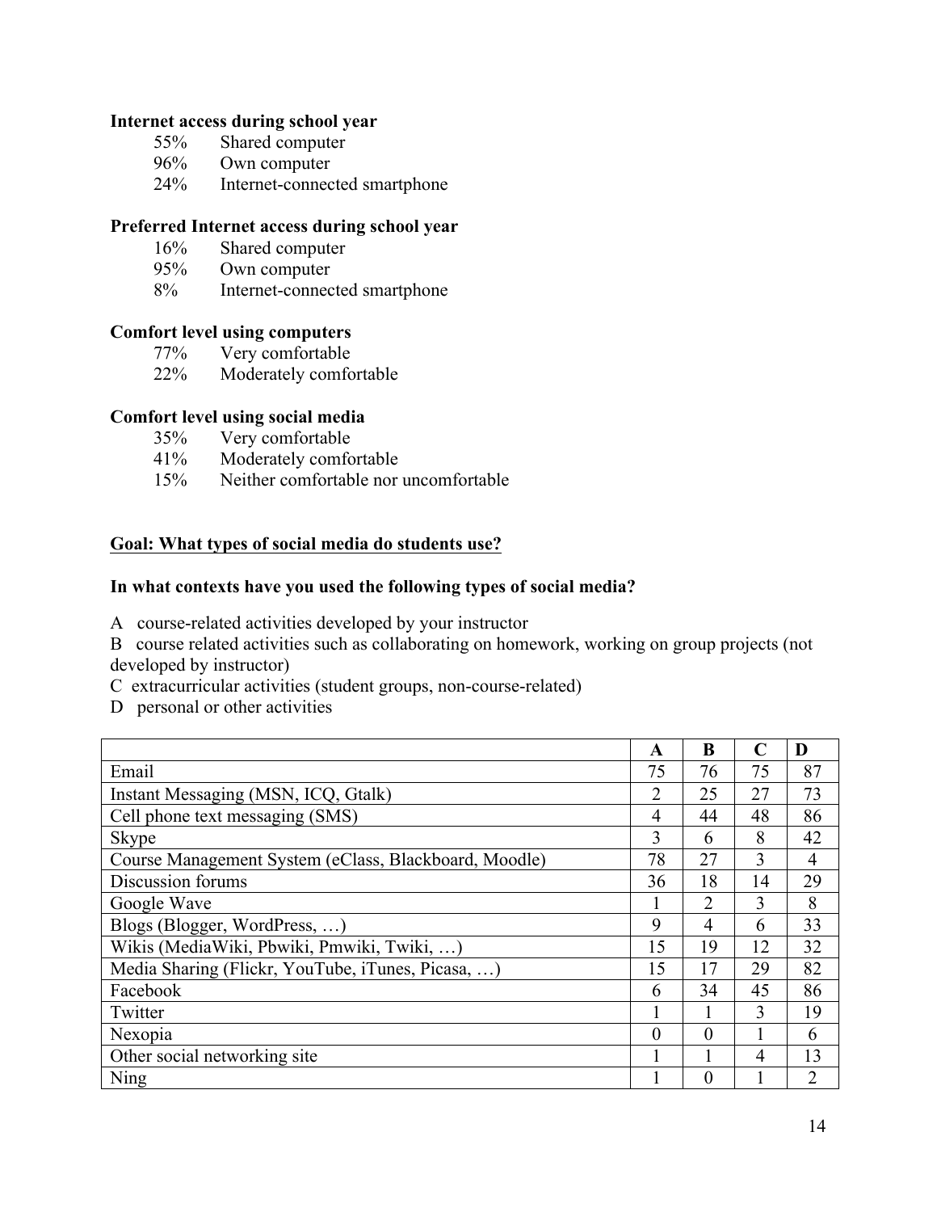**Internet access during school year**

55% Shared computer
96% Own computer
24% Internet-connected smartphone

**Preferred Internet access during school year**

16% Shared computer
95% Own computer
8% Internet-connected smartphone

**Comfort level using computers**

77% Very comfortable
22% Moderately comfortable

**Comfort level using social media**

35% Very comfortable
41% Moderately comfortable
15% Neither comfortable nor uncomfortable

**<u>Goal: What types of social media do students use?</u>**

**In what contexts have you used the following types of social media?**

A course-related activities developed by your instructor
B course related activities such as collaborating on homework, working on group projects (not developed by instructor)
C extracurricular activities (student groups, non-course-related)
D personal or other activities

| | A | B | C | D |
|---|---|---|---|---|
| Email | 75 | 76 | 75 | 87 |
| Instant Messaging (MSN, ICQ, Gtalk) | 2 | 25 | 27 | 73 |
| Cell phone text messaging (SMS) | 4 | 44 | 48 | 86 |
| Skype | 3 | 6 | 8 | 42 |
| Course Management System (eClass, Blackboard, Moodle) | 78 | 27 | 3 | 4 |
| Discussion forums | 36 | 18 | 14 | 29 |
| Google Wave | 1 | 2 | 3 | 8 |
| Blogs (Blogger, WordPress, …) | 9 | 4 | 6 | 33 |
| Wikis (MediaWiki, Pbwiki, Pmwiki, Twiki, …) | 15 | 19 | 12 | 32 |
| Media Sharing (Flickr, YouTube, iTunes, Picasa, …) | 15 | 17 | 29 | 82 |
| Facebook | 6 | 34 | 45 | 86 |
| Twitter | 1 | 1 | 3 | 19 |
| Nexopia | 0 | 0 | 1 | 6 |
| Other social networking site | 1 | 1 | 4 | 13 |
| Ning | 1 | 0 | 1 | 2 |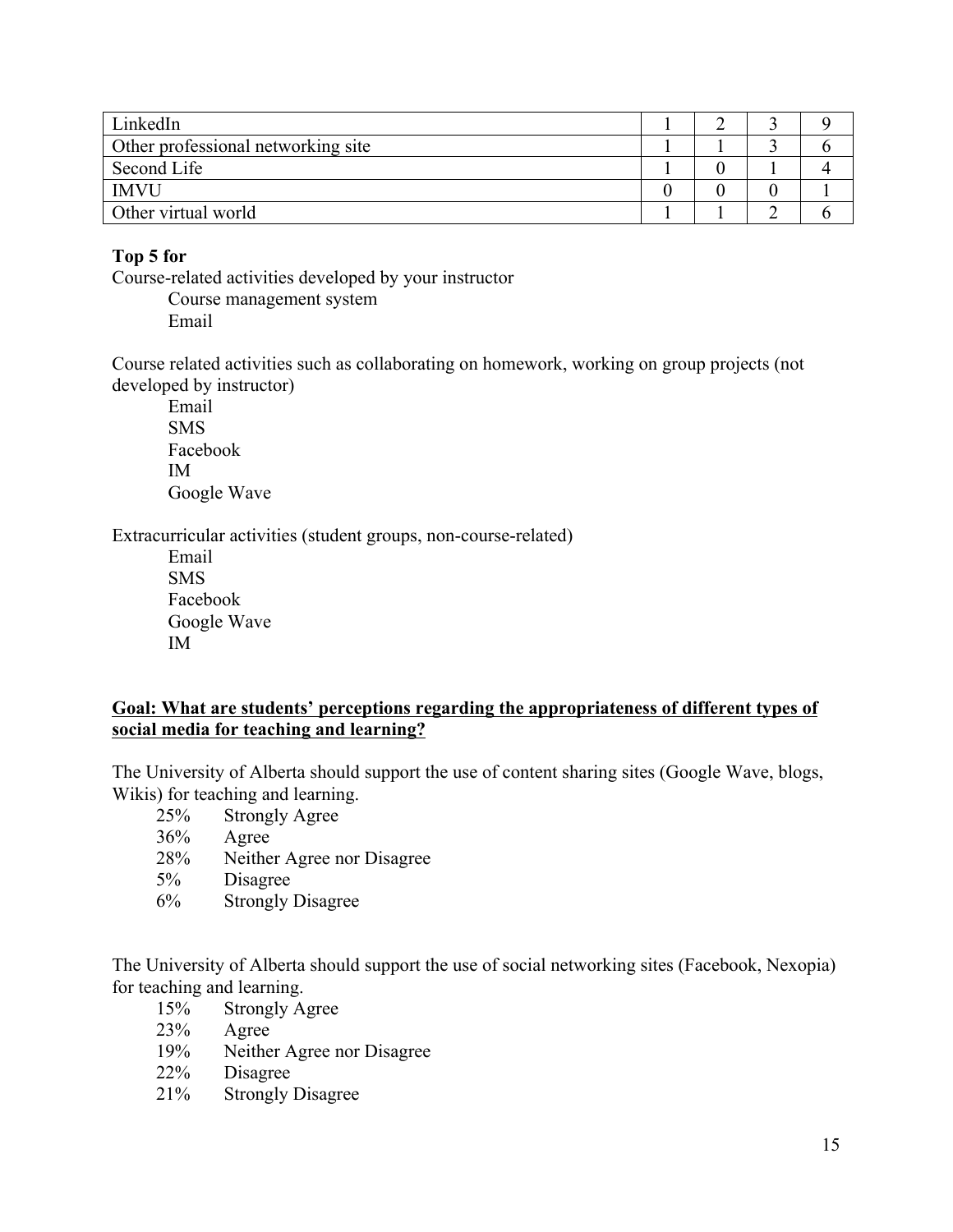| LinkedIn | 1 | 2 | 3 | 9 |
|---|---|---|---|---|
| Other professional networking site | 1 | 1 | 3 | 6 |
| Second Life | 1 | 0 | 1 | 4 |
| IMVU | 0 | 0 | 0 | 1 |
| Other virtual world | 1 | 1 | 2 | 6 |

**Top 5 for**

Course-related activities developed by your instructor

- Course management system
- Email

Course related activities such as collaborating on homework, working on group projects (not developed by instructor)

- Email
- SMS
- Facebook
- IM
- Google Wave

Extracurricular activities (student groups, non-course-related)

- Email
- SMS
- Facebook
- Google Wave
- IM

**<u>Goal: What are students' perceptions regarding the appropriateness of different types of social media for teaching and learning?</u>**

The University of Alberta should support the use of content sharing sites (Google Wave, blogs, Wikis) for teaching and learning.

- 25% Strongly Agree
- 36% Agree
- 28% Neither Agree nor Disagree
- 5% Disagree
- 6% Strongly Disagree

The University of Alberta should support the use of social networking sites (Facebook, Nexopia) for teaching and learning.

- 15% Strongly Agree
- 23% Agree
- 19% Neither Agree nor Disagree
- 22% Disagree
- 21% Strongly Disagree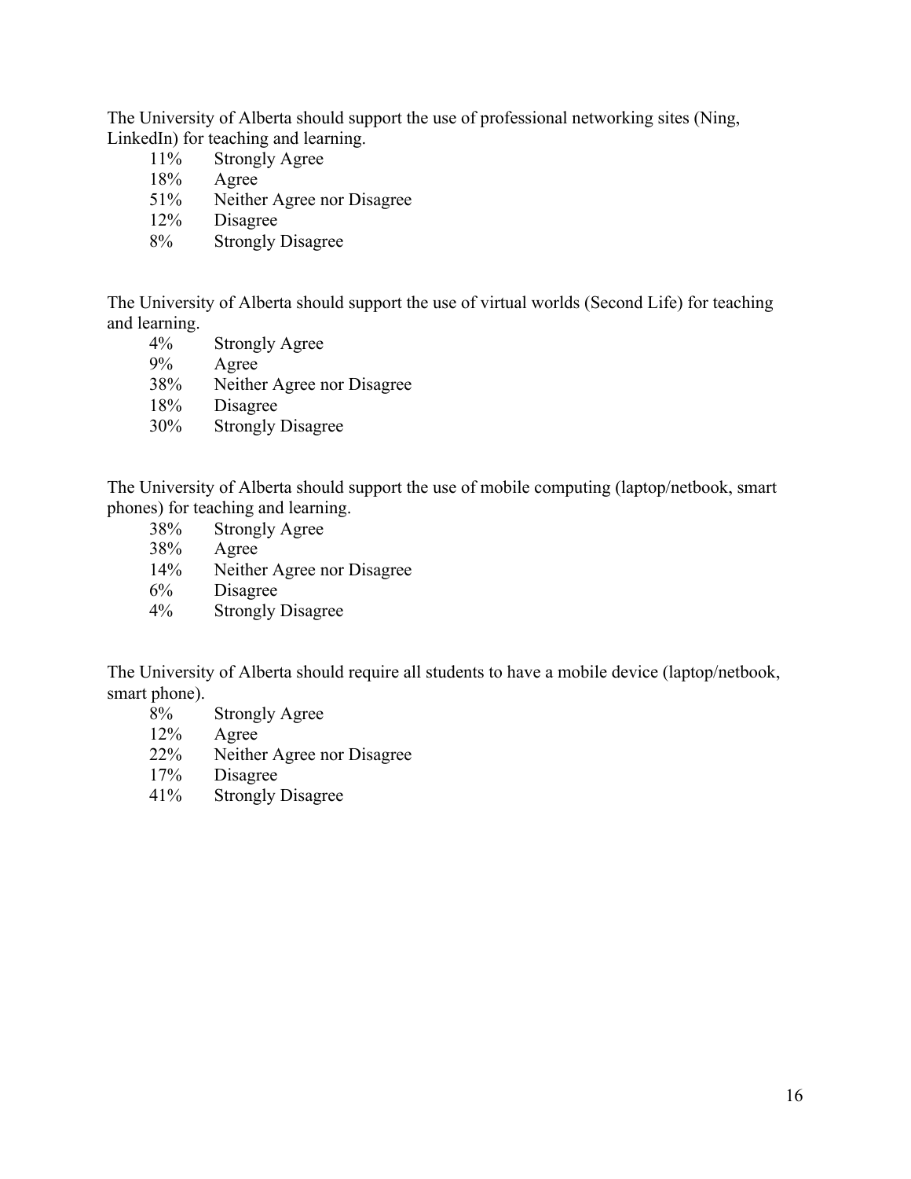The University of Alberta should support the use of professional networking sites (Ning, LinkedIn) for teaching and learning.

- 11%  Strongly Agree
- 18%  Agree
- 51%  Neither Agree nor Disagree
- 12%  Disagree
- 8%  Strongly Disagree

The University of Alberta should support the use of virtual worlds (Second Life) for teaching and learning.

- 4%  Strongly Agree
- 9%  Agree
- 38%  Neither Agree nor Disagree
- 18%  Disagree
- 30%  Strongly Disagree

The University of Alberta should support the use of mobile computing (laptop/netbook, smart phones) for teaching and learning.

- 38%  Strongly Agree
- 38%  Agree
- 14%  Neither Agree nor Disagree
- 6%  Disagree
- 4%  Strongly Disagree

The University of Alberta should require all students to have a mobile device (laptop/netbook, smart phone).

- 8%  Strongly Agree
- 12%  Agree
- 22%  Neither Agree nor Disagree
- 17%  Disagree
- 41%  Strongly Disagree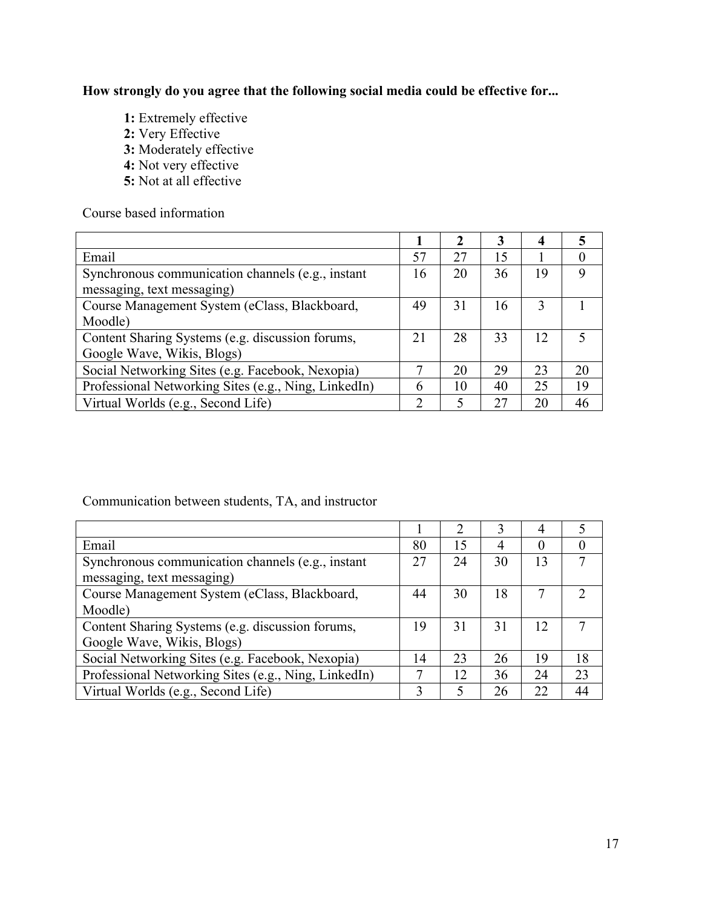**How strongly do you agree that the following social media could be effective for...**

- **1:** Extremely effective
- **2:** Very Effective
- **3:** Moderately effective
- **4:** Not very effective
- **5:** Not at all effective

Course based information

| | **1** | **2** | **3** | **4** | **5** |
|---|---|---|---|---|---|
| Email | 57 | 27 | 15 | 1 | 0 |
| Synchronous communication channels (e.g., instant messaging, text messaging) | 16 | 20 | 36 | 19 | 9 |
| Course Management System (eClass, Blackboard, Moodle) | 49 | 31 | 16 | 3 | 1 |
| Content Sharing Systems (e.g. discussion forums, Google Wave, Wikis, Blogs) | 21 | 28 | 33 | 12 | 5 |
| Social Networking Sites (e.g. Facebook, Nexopia) | 7 | 20 | 29 | 23 | 20 |
| Professional Networking Sites (e.g., Ning, LinkedIn) | 6 | 10 | 40 | 25 | 19 |
| Virtual Worlds (e.g., Second Life) | 2 | 5 | 27 | 20 | 46 |

Communication between students, TA, and instructor

| | 1 | 2 | 3 | 4 | 5 |
|---|---|---|---|---|---|
| Email | 80 | 15 | 4 | 0 | 0 |
| Synchronous communication channels (e.g., instant messaging, text messaging) | 27 | 24 | 30 | 13 | 7 |
| Course Management System (eClass, Blackboard, Moodle) | 44 | 30 | 18 | 7 | 2 |
| Content Sharing Systems (e.g. discussion forums, Google Wave, Wikis, Blogs) | 19 | 31 | 31 | 12 | 7 |
| Social Networking Sites (e.g. Facebook, Nexopia) | 14 | 23 | 26 | 19 | 18 |
| Professional Networking Sites (e.g., Ning, LinkedIn) | 7 | 12 | 36 | 24 | 23 |
| Virtual Worlds (e.g., Second Life) | 3 | 5 | 26 | 22 | 44 |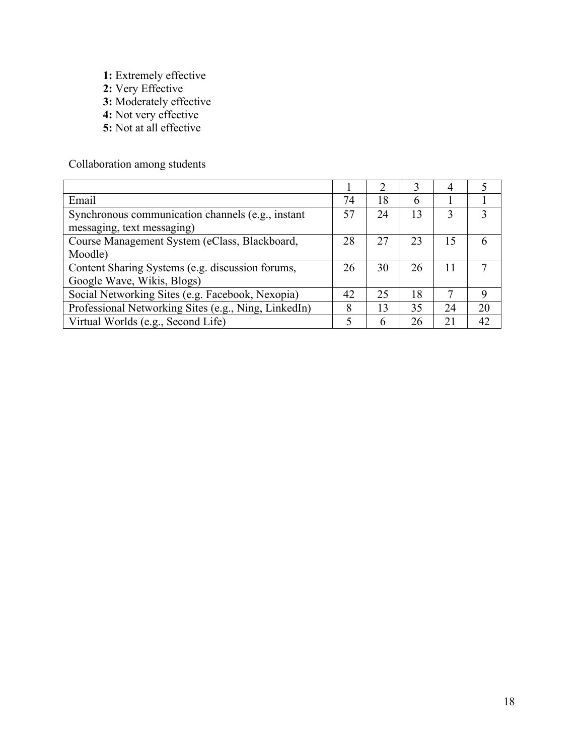- **1:** Extremely effective
- **2:** Very Effective
- **3:** Moderately effective
- **4:** Not very effective
- **5:** Not at all effective

Collaboration among students

| | 1 | 2 | 3 | 4 | 5 |
|---|---|---|---|---|---|
| Email | 74 | 18 | 6 | 1 | 1 |
| Synchronous communication channels (e.g., instant messaging, text messaging) | 57 | 24 | 13 | 3 | 3 |
| Course Management System (eClass, Blackboard, Moodle) | 28 | 27 | 23 | 15 | 6 |
| Content Sharing Systems (e.g. discussion forums, Google Wave, Wikis, Blogs) | 26 | 30 | 26 | 11 | 7 |
| Social Networking Sites (e.g. Facebook, Nexopia) | 42 | 25 | 18 | 7 | 9 |
| Professional Networking Sites (e.g., Ning, LinkedIn) | 8 | 13 | 35 | 24 | 20 |
| Virtual Worlds (e.g., Second Life) | 5 | 6 | 26 | 21 | 42 |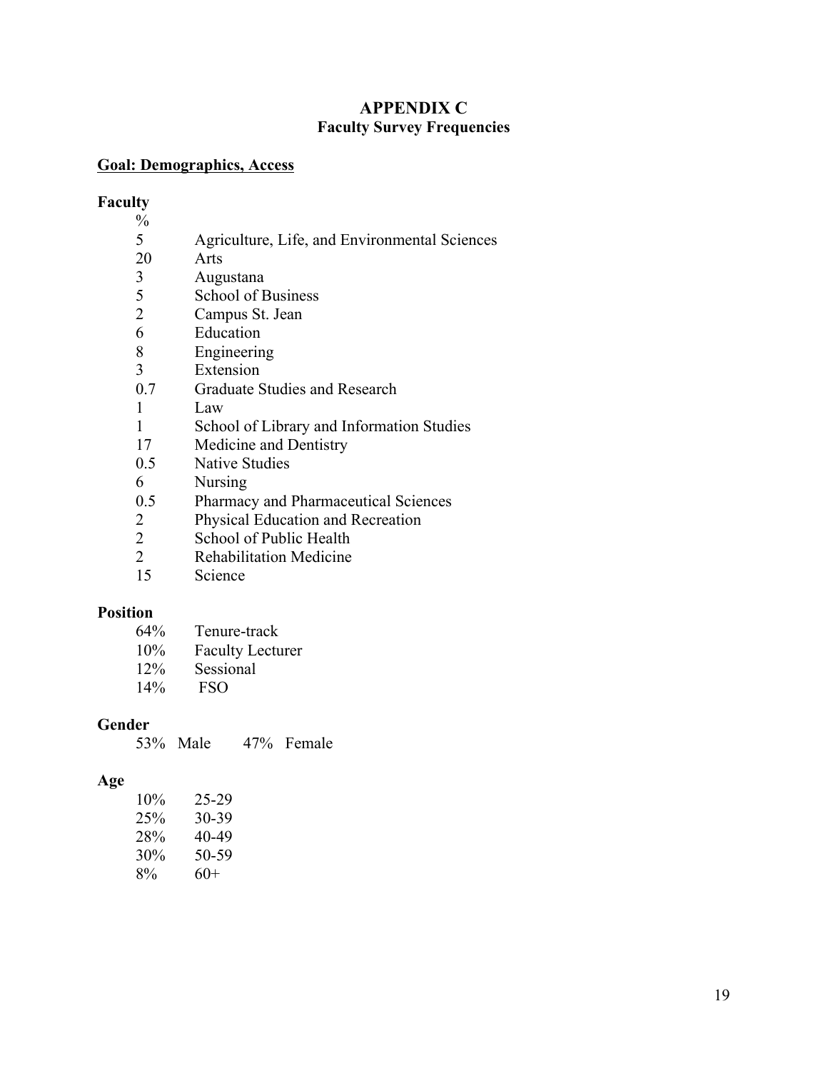# APPENDIX C
## Faculty Survey Frequencies

**Goal: Demographics, Access**

**Faculty**

| % | |
|---|---|
| 5 | Agriculture, Life, and Environmental Sciences |
| 20 | Arts |
| 3 | Augustana |
| 5 | School of Business |
| 2 | Campus St. Jean |
| 6 | Education |
| 8 | Engineering |
| 3 | Extension |
| 0.7 | Graduate Studies and Research |
| 1 | Law |
| 1 | School of Library and Information Studies |
| 17 | Medicine and Dentistry |
| 0.5 | Native Studies |
| 6 | Nursing |
| 0.5 | Pharmacy and Pharmaceutical Sciences |
| 2 | Physical Education and Recreation |
| 2 | School of Public Health |
| 2 | Rehabilitation Medicine |
| 15 | Science |

**Position**

| | |
|---|---|
| 64% | Tenure-track |
| 10% | Faculty Lecturer |
| 12% | Sessional |
| 14% | FSO |

**Gender**

53% Male 47% Female

**Age**

| | |
|---|---|
| 10% | 25-29 |
| 25% | 30-39 |
| 28% | 40-49 |
| 30% | 50-59 |
| 8% | 60+ |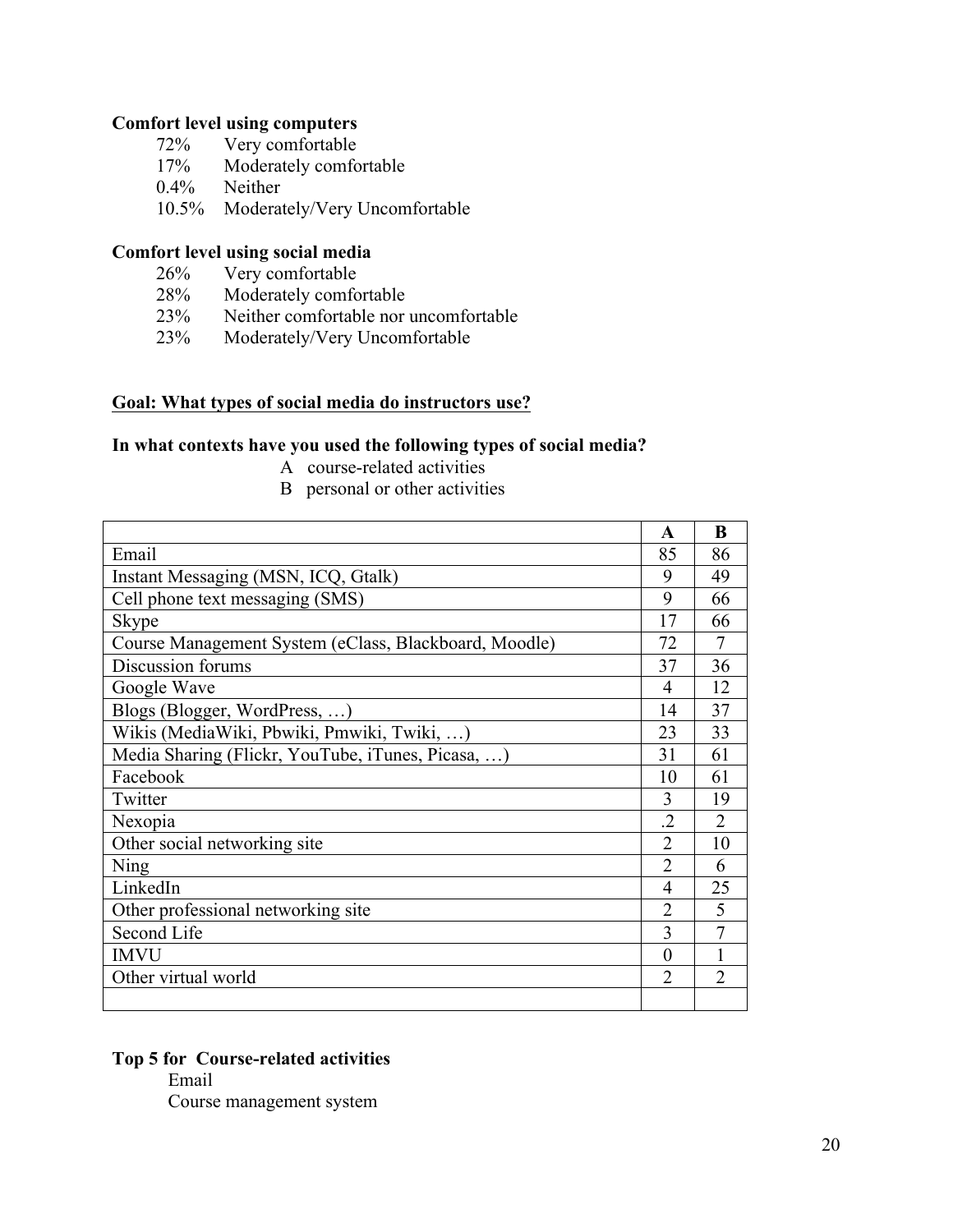**Comfort level using computers**

72%   Very comfortable
17%   Moderately comfortable
0.4%   Neither
10.5%   Moderately/Very Uncomfortable

**Comfort level using social media**

26%   Very comfortable
28%   Moderately comfortable
23%   Neither comfortable nor uncomfortable
23%   Moderately/Very Uncomfortable

**Goal: What types of social media do instructors use?**

**In what contexts have you used the following types of social media?**

A course-related activities
B personal or other activities

| | A | B |
|---|---|---|
| Email | 85 | 86 |
| Instant Messaging (MSN, ICQ, Gtalk) | 9 | 49 |
| Cell phone text messaging (SMS) | 9 | 66 |
| Skype | 17 | 66 |
| Course Management System (eClass, Blackboard, Moodle) | 72 | 7 |
| Discussion forums | 37 | 36 |
| Google Wave | 4 | 12 |
| Blogs (Blogger, WordPress, …) | 14 | 37 |
| Wikis (MediaWiki, Pbwiki, Pmwiki, Twiki, …) | 23 | 33 |
| Media Sharing (Flickr, YouTube, iTunes, Picasa, …) | 31 | 61 |
| Facebook | 10 | 61 |
| Twitter | 3 | 19 |
| Nexopia | .2 | 2 |
| Other social networking site | 2 | 10 |
| Ning | 2 | 6 |
| LinkedIn | 4 | 25 |
| Other professional networking site | 2 | 5 |
| Second Life | 3 | 7 |
| IMVU | 0 | 1 |
| Other virtual world | 2 | 2 |
| | | |

**Top 5 for Course-related activities**

Email
Course management system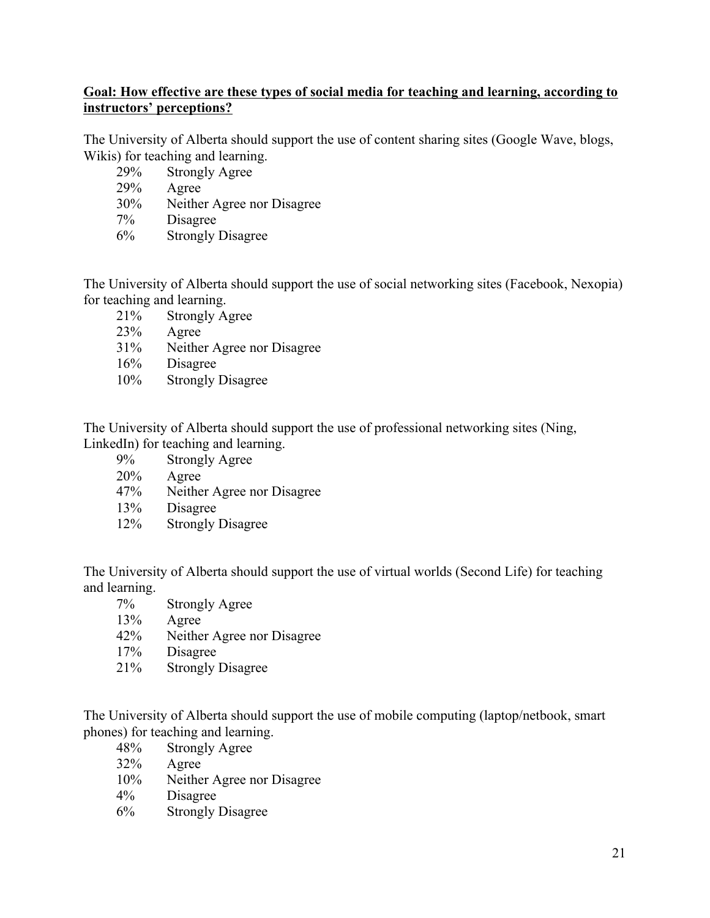**<u>Goal: How effective are these types of social media for teaching and learning, according to instructors' perceptions?</u>**

The University of Alberta should support the use of content sharing sites (Google Wave, blogs, Wikis) for teaching and learning.

- 29% Strongly Agree
- 29% Agree
- 30% Neither Agree nor Disagree
- 7% Disagree
- 6% Strongly Disagree

The University of Alberta should support the use of social networking sites (Facebook, Nexopia) for teaching and learning.

- 21% Strongly Agree
- 23% Agree
- 31% Neither Agree nor Disagree
- 16% Disagree
- 10% Strongly Disagree

The University of Alberta should support the use of professional networking sites (Ning, LinkedIn) for teaching and learning.

- 9% Strongly Agree
- 20% Agree
- 47% Neither Agree nor Disagree
- 13% Disagree
- 12% Strongly Disagree

The University of Alberta should support the use of virtual worlds (Second Life) for teaching and learning.

- 7% Strongly Agree
- 13% Agree
- 42% Neither Agree nor Disagree
- 17% Disagree
- 21% Strongly Disagree

The University of Alberta should support the use of mobile computing (laptop/netbook, smart phones) for teaching and learning.

- 48% Strongly Agree
- 32% Agree
- 10% Neither Agree nor Disagree
- 4% Disagree
- 6% Strongly Disagree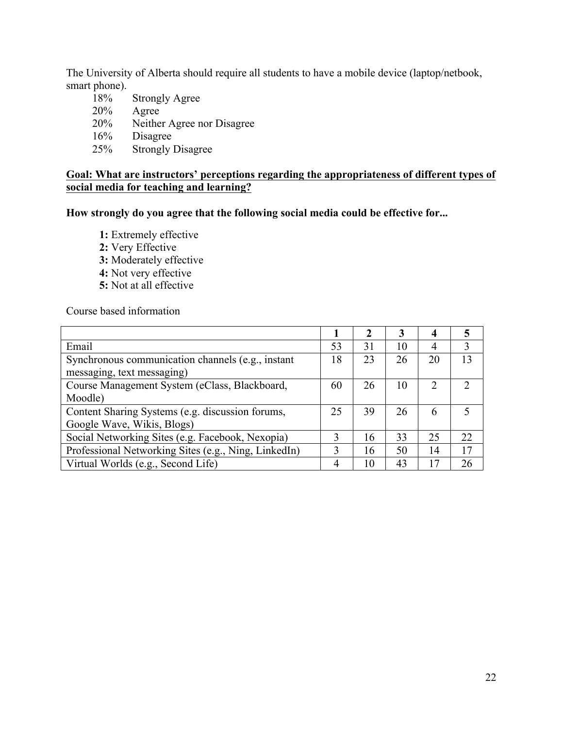The University of Alberta should require all students to have a mobile device (laptop/netbook, smart phone).

- 18% Strongly Agree
- 20% Agree
- 20% Neither Agree nor Disagree
- 16% Disagree
- 25% Strongly Disagree

**Goal: What are instructors' perceptions regarding the appropriateness of different types of social media for teaching and learning?**

**How strongly do you agree that the following social media could be effective for...**

- **1:** Extremely effective
- **2:** Very Effective
- **3:** Moderately effective
- **4:** Not very effective
- **5:** Not at all effective

Course based information

| | 1 | 2 | 3 | 4 | 5 |
|---|---|---|---|---|---|
| Email | 53 | 31 | 10 | 4 | 3 |
| Synchronous communication channels (e.g., instant messaging, text messaging) | 18 | 23 | 26 | 20 | 13 |
| Course Management System (eClass, Blackboard, Moodle) | 60 | 26 | 10 | 2 | 2 |
| Content Sharing Systems (e.g. discussion forums, Google Wave, Wikis, Blogs) | 25 | 39 | 26 | 6 | 5 |
| Social Networking Sites (e.g. Facebook, Nexopia) | 3 | 16 | 33 | 25 | 22 |
| Professional Networking Sites (e.g., Ning, LinkedIn) | 3 | 16 | 50 | 14 | 17 |
| Virtual Worlds (e.g., Second Life) | 4 | 10 | 43 | 17 | 26 |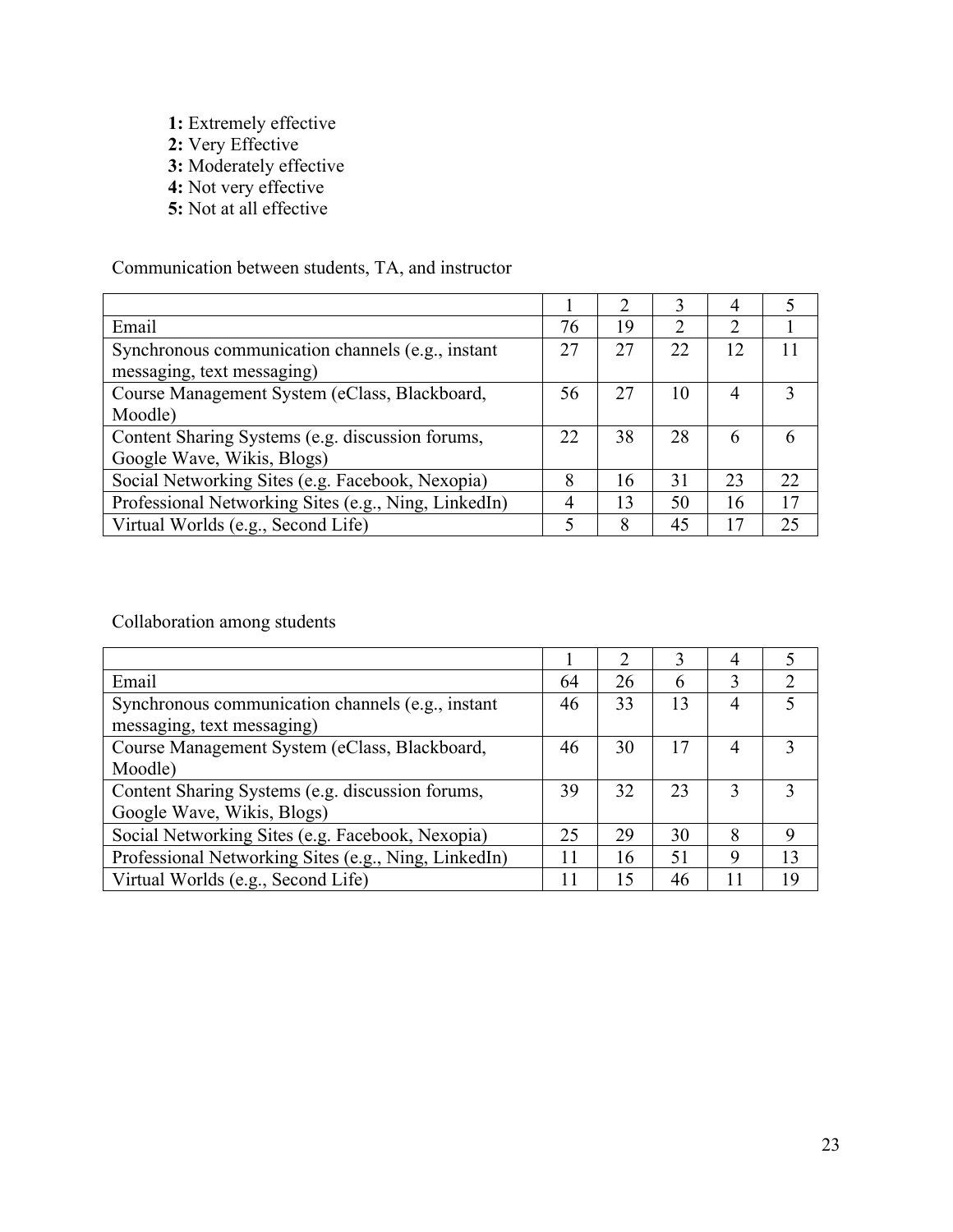**1:** Extremely effective
**2:** Very Effective
**3:** Moderately effective
**4:** Not very effective
**5:** Not at all effective

Communication between students, TA, and instructor

| | 1 | 2 | 3 | 4 | 5 |
|---|---|---|---|---|---|
| Email | 76 | 19 | 2 | 2 | 1 |
| Synchronous communication channels (e.g., instant messaging, text messaging) | 27 | 27 | 22 | 12 | 11 |
| Course Management System (eClass, Blackboard, Moodle) | 56 | 27 | 10 | 4 | 3 |
| Content Sharing Systems (e.g. discussion forums, Google Wave, Wikis, Blogs) | 22 | 38 | 28 | 6 | 6 |
| Social Networking Sites (e.g. Facebook, Nexopia) | 8 | 16 | 31 | 23 | 22 |
| Professional Networking Sites (e.g., Ning, LinkedIn) | 4 | 13 | 50 | 16 | 17 |
| Virtual Worlds (e.g., Second Life) | 5 | 8 | 45 | 17 | 25 |

Collaboration among students

| | 1 | 2 | 3 | 4 | 5 |
|---|---|---|---|---|---|
| Email | 64 | 26 | 6 | 3 | 2 |
| Synchronous communication channels (e.g., instant messaging, text messaging) | 46 | 33 | 13 | 4 | 5 |
| Course Management System (eClass, Blackboard, Moodle) | 46 | 30 | 17 | 4 | 3 |
| Content Sharing Systems (e.g. discussion forums, Google Wave, Wikis, Blogs) | 39 | 32 | 23 | 3 | 3 |
| Social Networking Sites (e.g. Facebook, Nexopia) | 25 | 29 | 30 | 8 | 9 |
| Professional Networking Sites (e.g., Ning, LinkedIn) | 11 | 16 | 51 | 9 | 13 |
| Virtual Worlds (e.g., Second Life) | 11 | 15 | 46 | 11 | 19 |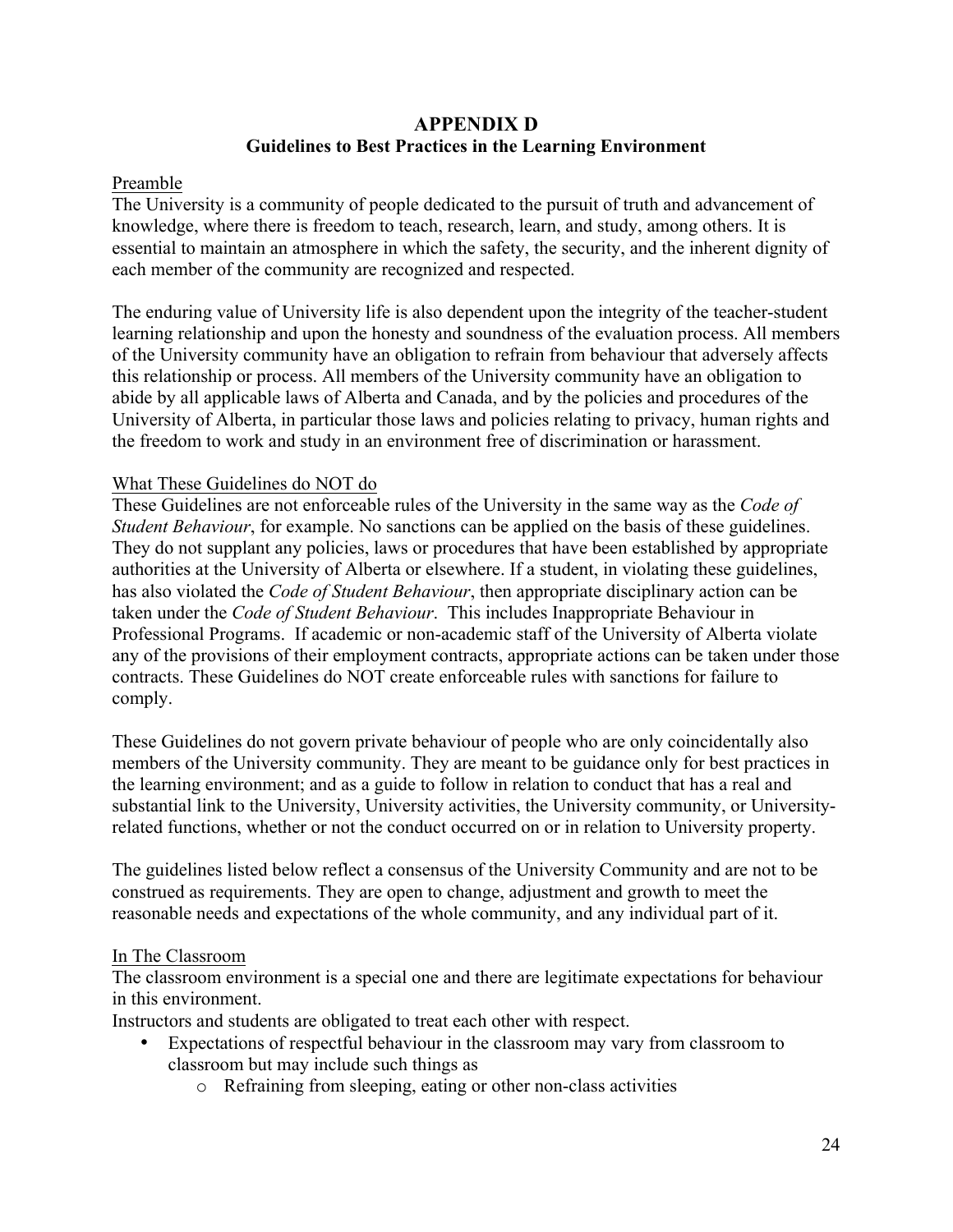# APPENDIX D
## Guidelines to Best Practices in the Learning Environment

Preamble

The University is a community of people dedicated to the pursuit of truth and advancement of knowledge, where there is freedom to teach, research, learn, and study, among others. It is essential to maintain an atmosphere in which the safety, the security, and the inherent dignity of each member of the community are recognized and respected.

The enduring value of University life is also dependent upon the integrity of the teacher-student learning relationship and upon the honesty and soundness of the evaluation process. All members of the University community have an obligation to refrain from behaviour that adversely affects this relationship or process. All members of the University community have an obligation to abide by all applicable laws of Alberta and Canada, and by the policies and procedures of the University of Alberta, in particular those laws and policies relating to privacy, human rights and the freedom to work and study in an environment free of discrimination or harassment.

What These Guidelines do NOT do

These Guidelines are not enforceable rules of the University in the same way as the *Code of Student Behaviour*, for example. No sanctions can be applied on the basis of these guidelines. They do not supplant any policies, laws or procedures that have been established by appropriate authorities at the University of Alberta or elsewhere. If a student, in violating these guidelines, has also violated the *Code of Student Behaviour*, then appropriate disciplinary action can be taken under the *Code of Student Behaviour*. This includes Inappropriate Behaviour in Professional Programs. If academic or non-academic staff of the University of Alberta violate any of the provisions of their employment contracts, appropriate actions can be taken under those contracts. These Guidelines do NOT create enforceable rules with sanctions for failure to comply.

These Guidelines do not govern private behaviour of people who are only coincidentally also members of the University community. They are meant to be guidance only for best practices in the learning environment; and as a guide to follow in relation to conduct that has a real and substantial link to the University, University activities, the University community, or University-related functions, whether or not the conduct occurred on or in relation to University property.

The guidelines listed below reflect a consensus of the University Community and are not to be construed as requirements. They are open to change, adjustment and growth to meet the reasonable needs and expectations of the whole community, and any individual part of it.

In The Classroom

The classroom environment is a special one and there are legitimate expectations for behaviour in this environment.

Instructors and students are obligated to treat each other with respect.

- Expectations of respectful behaviour in the classroom may vary from classroom to classroom but may include such things as
  - Refraining from sleeping, eating or other non-class activities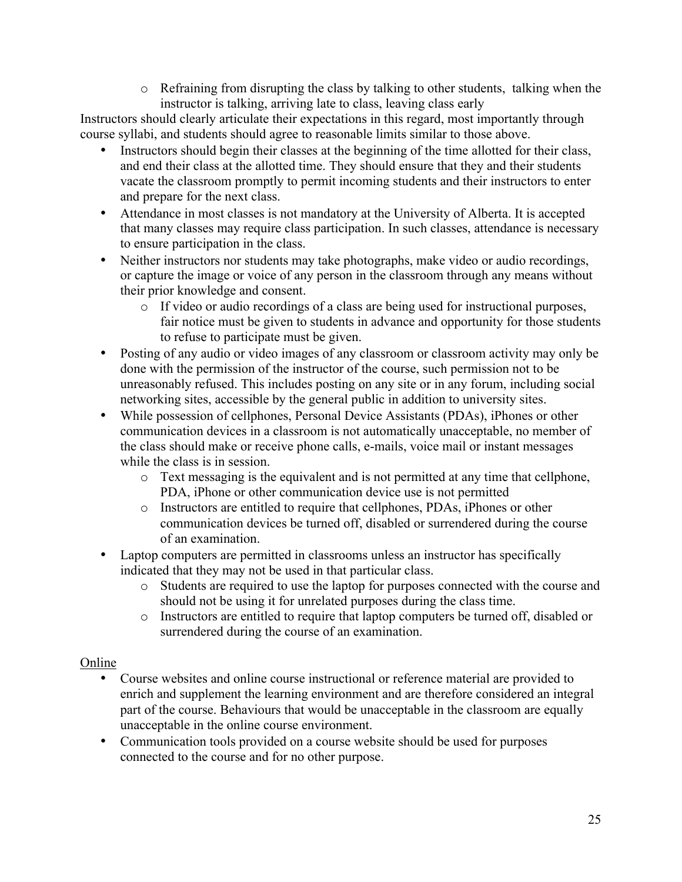- Refraining from disrupting the class by talking to other students, talking when the instructor is talking, arriving late to class, leaving class early

Instructors should clearly articulate their expectations in this regard, most importantly through course syllabi, and students should agree to reasonable limits similar to those above.

- Instructors should begin their classes at the beginning of the time allotted for their class, and end their class at the allotted time. They should ensure that they and their students vacate the classroom promptly to permit incoming students and their instructors to enter and prepare for the next class.
- Attendance in most classes is not mandatory at the University of Alberta. It is accepted that many classes may require class participation. In such classes, attendance is necessary to ensure participation in the class.
- Neither instructors nor students may take photographs, make video or audio recordings, or capture the image or voice of any person in the classroom through any means without their prior knowledge and consent.
    - If video or audio recordings of a class are being used for instructional purposes, fair notice must be given to students in advance and opportunity for those students to refuse to participate must be given.
- Posting of any audio or video images of any classroom or classroom activity may only be done with the permission of the instructor of the course, such permission not to be unreasonably refused. This includes posting on any site or in any forum, including social networking sites, accessible by the general public in addition to university sites.
- While possession of cellphones, Personal Device Assistants (PDAs), iPhones or other communication devices in a classroom is not automatically unacceptable, no member of the class should make or receive phone calls, e-mails, voice mail or instant messages while the class is in session.
    - Text messaging is the equivalent and is not permitted at any time that cellphone, PDA, iPhone or other communication device use is not permitted
    - Instructors are entitled to require that cellphones, PDAs, iPhones or other communication devices be turned off, disabled or surrendered during the course of an examination.
- Laptop computers are permitted in classrooms unless an instructor has specifically indicated that they may not be used in that particular class.
    - Students are required to use the laptop for purposes connected with the course and should not be using it for unrelated purposes during the class time.
    - Instructors are entitled to require that laptop computers be turned off, disabled or surrendered during the course of an examination.

Online

- Course websites and online course instructional or reference material are provided to enrich and supplement the learning environment and are therefore considered an integral part of the course. Behaviours that would be unacceptable in the classroom are equally unacceptable in the online course environment.
- Communication tools provided on a course website should be used for purposes connected to the course and for no other purpose.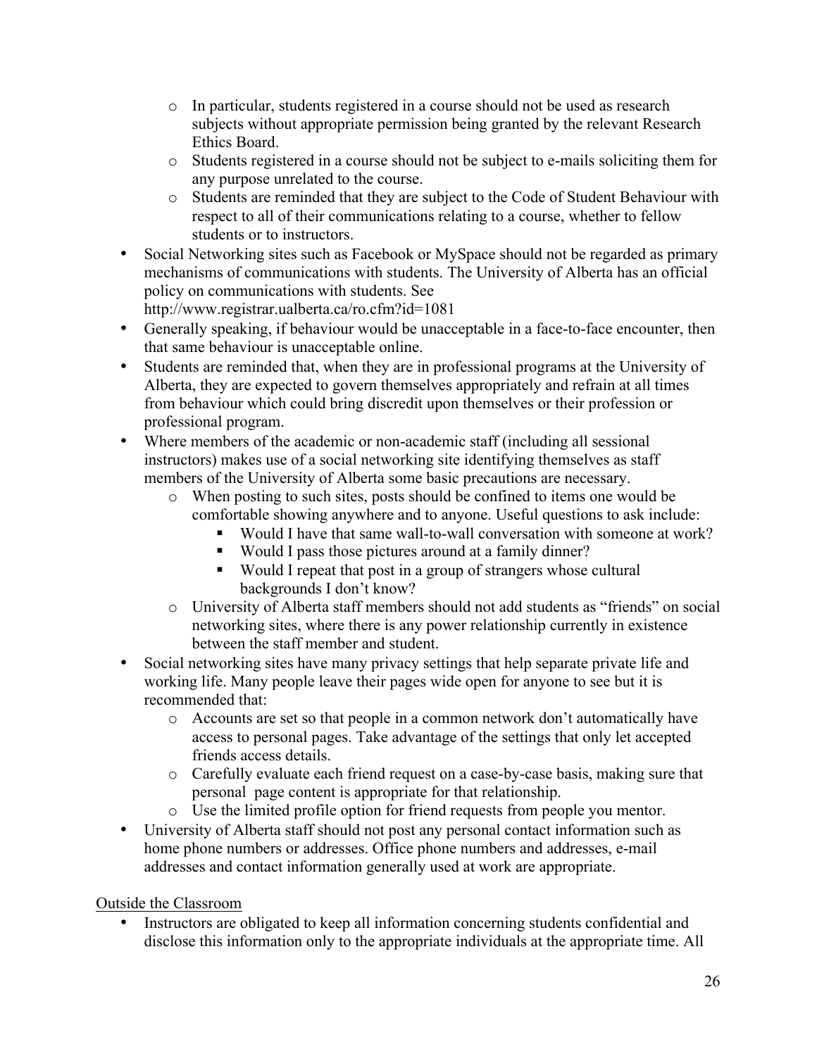- In particular, students registered in a course should not be used as research subjects without appropriate permission being granted by the relevant Research Ethics Board.
  - Students registered in a course should not be subject to e-mails soliciting them for any purpose unrelated to the course.
  - Students are reminded that they are subject to the Code of Student Behaviour with respect to all of their communications relating to a course, whether to fellow students or to instructors.
- Social Networking sites such as Facebook or MySpace should not be regarded as primary mechanisms of communications with students. The University of Alberta has an official policy on communications with students. See http://www.registrar.ualberta.ca/ro.cfm?id=1081
- Generally speaking, if behaviour would be unacceptable in a face-to-face encounter, then that same behaviour is unacceptable online.
- Students are reminded that, when they are in professional programs at the University of Alberta, they are expected to govern themselves appropriately and refrain at all times from behaviour which could bring discredit upon themselves or their profession or professional program.
- Where members of the academic or non-academic staff (including all sessional instructors) makes use of a social networking site identifying themselves as staff members of the University of Alberta some basic precautions are necessary.
  - When posting to such sites, posts should be confined to items one would be comfortable showing anywhere and to anyone. Useful questions to ask include:
    - Would I have that same wall-to-wall conversation with someone at work?
    - Would I pass those pictures around at a family dinner?
    - Would I repeat that post in a group of strangers whose cultural backgrounds I don't know?
  - University of Alberta staff members should not add students as "friends" on social networking sites, where there is any power relationship currently in existence between the staff member and student.
- Social networking sites have many privacy settings that help separate private life and working life. Many people leave their pages wide open for anyone to see but it is recommended that:
  - Accounts are set so that people in a common network don't automatically have access to personal pages. Take advantage of the settings that only let accepted friends access details.
  - Carefully evaluate each friend request on a case-by-case basis, making sure that personal page content is appropriate for that relationship.
  - Use the limited profile option for friend requests from people you mentor.
- University of Alberta staff should not post any personal contact information such as home phone numbers or addresses. Office phone numbers and addresses, e-mail addresses and contact information generally used at work are appropriate.

<u>Outside the Classroom</u>

- Instructors are obligated to keep all information concerning students confidential and disclose this information only to the appropriate individuals at the appropriate time. All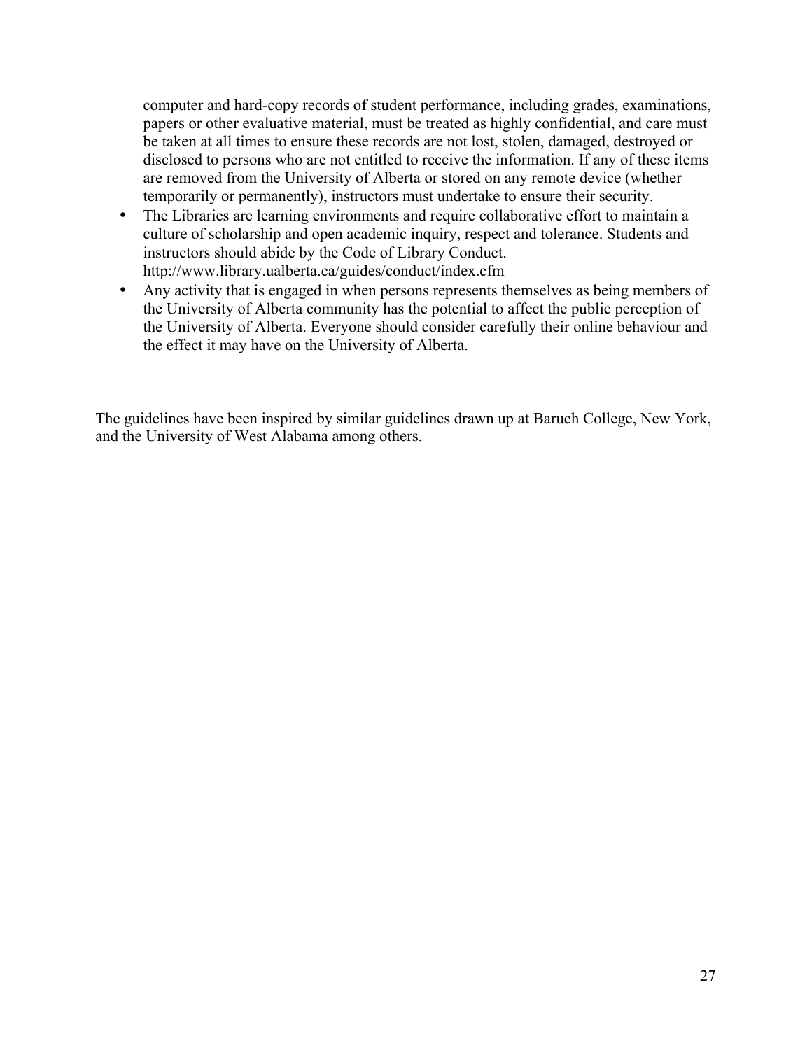computer and hard-copy records of student performance, including grades, examinations, papers or other evaluative material, must be treated as highly confidential, and care must be taken at all times to ensure these records are not lost, stolen, damaged, destroyed or disclosed to persons who are not entitled to receive the information. If any of these items are removed from the University of Alberta or stored on any remote device (whether temporarily or permanently), instructors must undertake to ensure their security.

- The Libraries are learning environments and require collaborative effort to maintain a culture of scholarship and open academic inquiry, respect and tolerance. Students and instructors should abide by the Code of Library Conduct. http://www.library.ualberta.ca/guides/conduct/index.cfm
- Any activity that is engaged in when persons represents themselves as being members of the University of Alberta community has the potential to affect the public perception of the University of Alberta. Everyone should consider carefully their online behaviour and the effect it may have on the University of Alberta.

The guidelines have been inspired by similar guidelines drawn up at Baruch College, New York, and the University of West Alabama among others.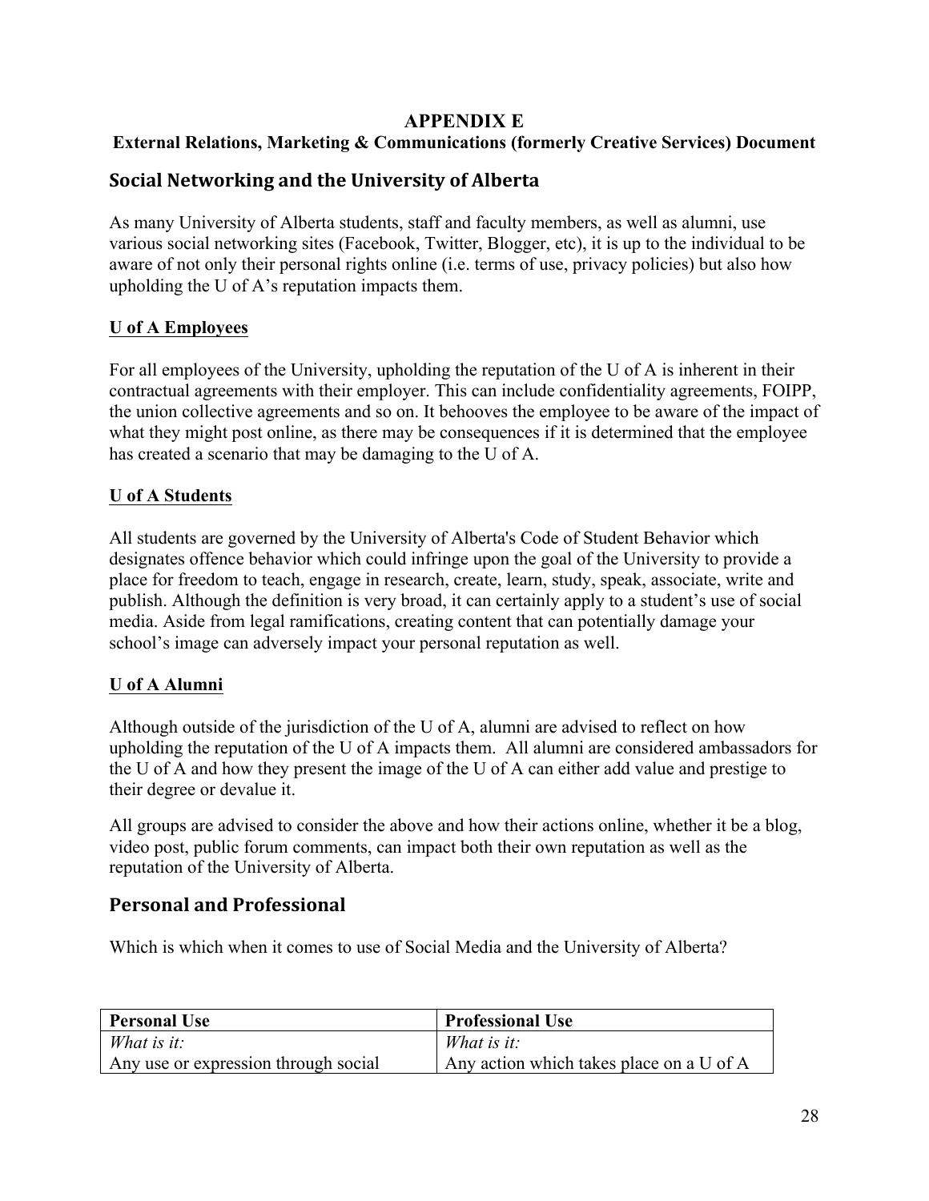# APPENDIX E

### External Relations, Marketing & Communications (formerly Creative Services) Document

## Social Networking and the University of Alberta

As many University of Alberta students, staff and faculty members, as well as alumni, use various social networking sites (Facebook, Twitter, Blogger, etc), it is up to the individual to be aware of not only their personal rights online (i.e. terms of use, privacy policies) but also how upholding the U of A's reputation impacts them.

**U of A Employees**

For all employees of the University, upholding the reputation of the U of A is inherent in their contractual agreements with their employer. This can include confidentiality agreements, FOIPP, the union collective agreements and so on. It behooves the employee to be aware of the impact of what they might post online, as there may be consequences if it is determined that the employee has created a scenario that may be damaging to the U of A.

**U of A Students**

All students are governed by the University of Alberta's Code of Student Behavior which designates offence behavior which could infringe upon the goal of the University to provide a place for freedom to teach, engage in research, create, learn, study, speak, associate, write and publish. Although the definition is very broad, it can certainly apply to a student's use of social media. Aside from legal ramifications, creating content that can potentially damage your school's image can adversely impact your personal reputation as well.

**U of A Alumni**

Although outside of the jurisdiction of the U of A, alumni are advised to reflect on how upholding the reputation of the U of A impacts them. All alumni are considered ambassadors for the U of A and how they present the image of the U of A can either add value and prestige to their degree or devalue it.

All groups are advised to consider the above and how their actions online, whether it be a blog, video post, public forum comments, can impact both their own reputation as well as the reputation of the University of Alberta.

## Personal and Professional

Which is which when it comes to use of Social Media and the University of Alberta?

| **Personal Use** | **Professional Use** |
|---|---|
| *What is it:* | *What is it:* |
| Any use or expression through social | Any action which takes place on a U of A |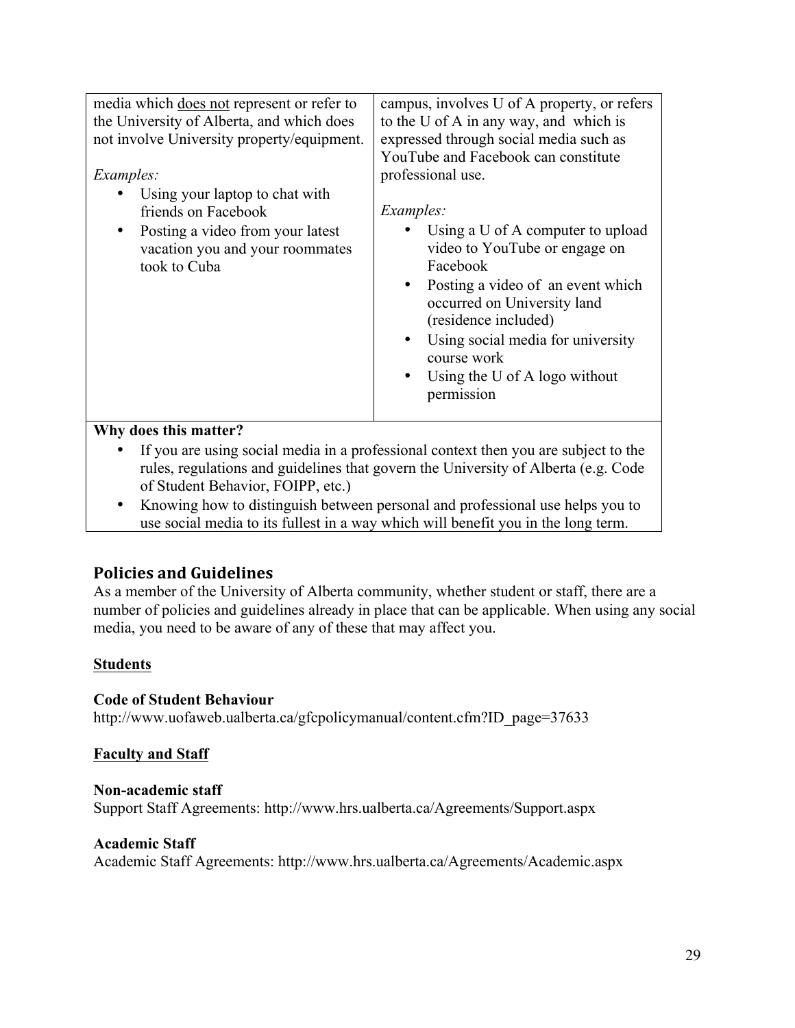| media which <u>does not</u> represent or refer to the University of Alberta, and which does not involve University property/equipment.<br><br>*Examples:*<br>• Using your laptop to chat with friends on Facebook<br>• Posting a video from your latest vacation you and your roommates took to Cuba | campus, involves U of A property, or refers to the U of A in any way, and which is expressed through social media such as YouTube and Facebook can constitute professional use.<br><br>*Examples:*<br>• Using a U of A computer to upload video to YouTube or engage on Facebook<br>• Posting a video of an event which occurred on University land (residence included)<br>• Using social media for university course work<br>• Using the U of A logo without permission |
|---|---|

**Why does this matter?**

- If you are using social media in a professional context then you are subject to the rules, regulations and guidelines that govern the University of Alberta (e.g. Code of Student Behavior, FOIPP, etc.)
- Knowing how to distinguish between personal and professional use helps you to use social media to its fullest in a way which will benefit you in the long term.

## Policies and Guidelines

As a member of the University of Alberta community, whether student or staff, there are a number of policies and guidelines already in place that can be applicable. When using any social media, you need to be aware of any of these that may affect you.

**<u>Students</u>**

**Code of Student Behaviour**
http://www.uofaweb.ualberta.ca/gfcpolicymanual/content.cfm?ID_page=37633

**<u>Faculty and Staff</u>**

**Non-academic staff**
Support Staff Agreements: http://www.hrs.ualberta.ca/Agreements/Support.aspx

**Academic Staff**
Academic Staff Agreements: http://www.hrs.ualberta.ca/Agreements/Academic.aspx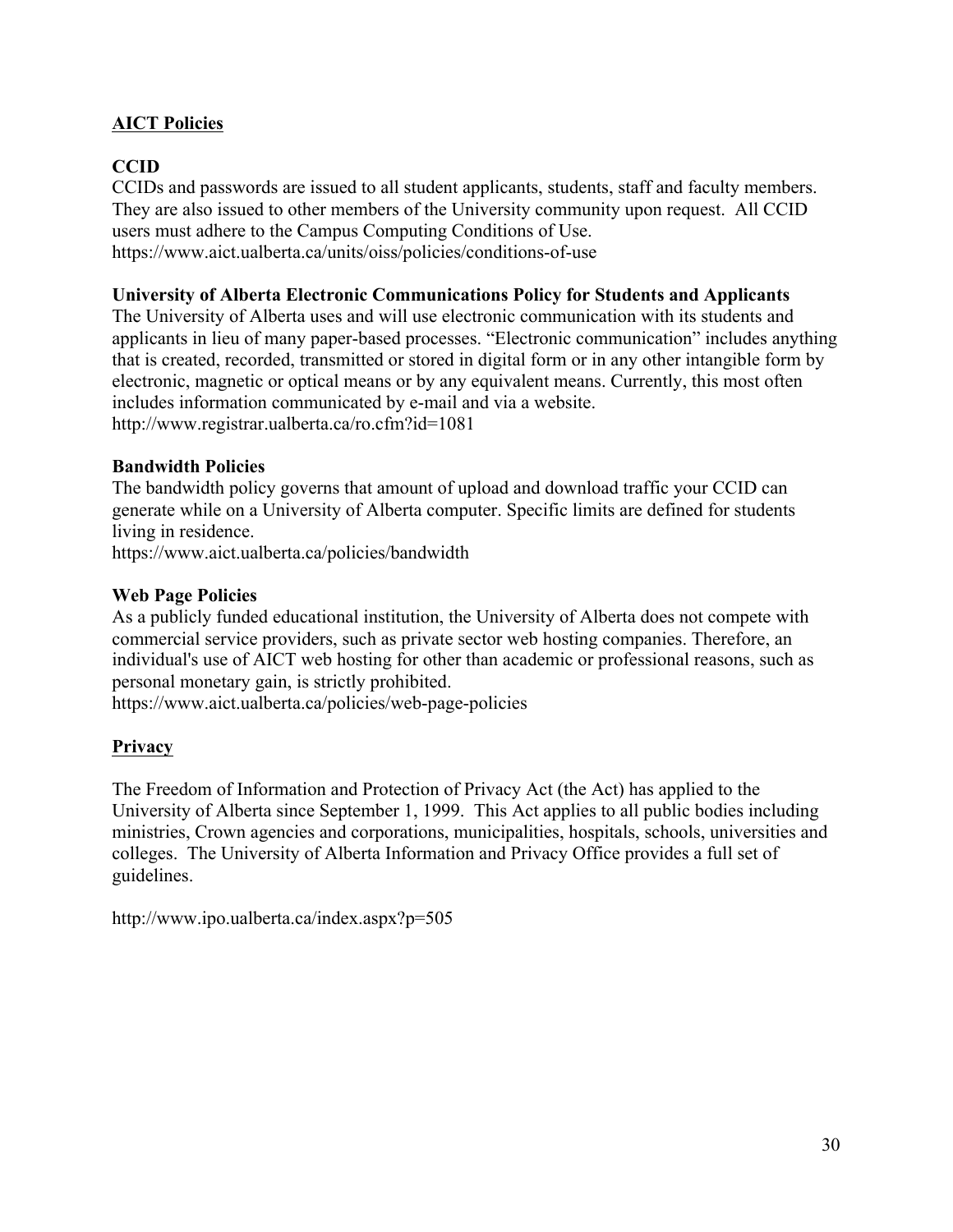## AICT Policies

### CCID

CCIDs and passwords are issued to all student applicants, students, staff and faculty members. They are also issued to other members of the University community upon request. All CCID users must adhere to the Campus Computing Conditions of Use.
https://www.aict.ualberta.ca/units/oiss/policies/conditions-of-use

### University of Alberta Electronic Communications Policy for Students and Applicants

The University of Alberta uses and will use electronic communication with its students and applicants in lieu of many paper-based processes. "Electronic communication" includes anything that is created, recorded, transmitted or stored in digital form or in any other intangible form by electronic, magnetic or optical means or by any equivalent means. Currently, this most often includes information communicated by e-mail and via a website.
http://www.registrar.ualberta.ca/ro.cfm?id=1081

### Bandwidth Policies

The bandwidth policy governs that amount of upload and download traffic your CCID can generate while on a University of Alberta computer. Specific limits are defined for students living in residence.
https://www.aict.ualberta.ca/policies/bandwidth

### Web Page Policies

As a publicly funded educational institution, the University of Alberta does not compete with commercial service providers, such as private sector web hosting companies. Therefore, an individual's use of AICT web hosting for other than academic or professional reasons, such as personal monetary gain, is strictly prohibited.
https://www.aict.ualberta.ca/policies/web-page-policies

## Privacy

The Freedom of Information and Protection of Privacy Act (the Act) has applied to the University of Alberta since September 1, 1999. This Act applies to all public bodies including ministries, Crown agencies and corporations, municipalities, hospitals, schools, universities and colleges. The University of Alberta Information and Privacy Office provides a full set of guidelines.

http://www.ipo.ualberta.ca/index.aspx?p=505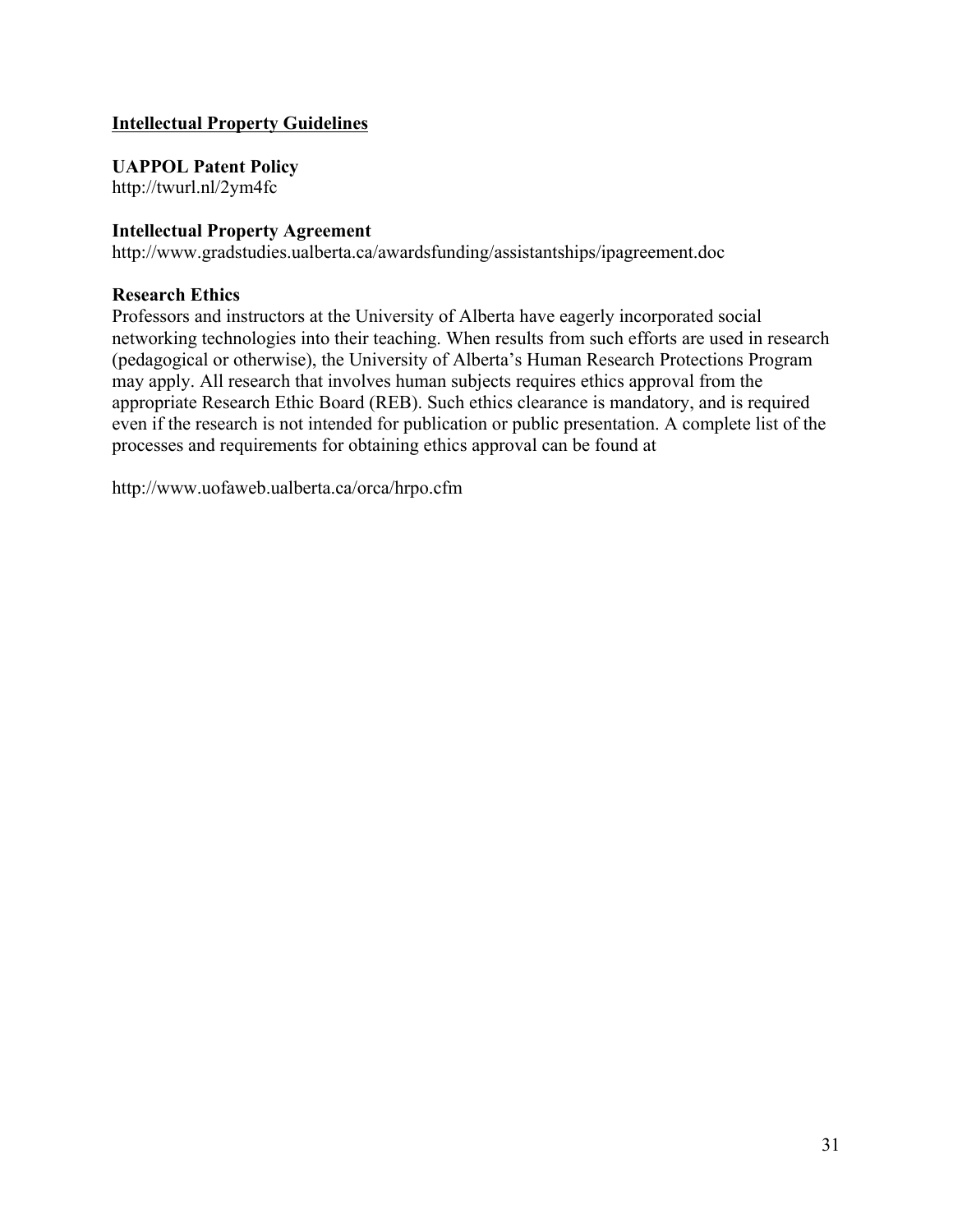## Intellectual Property Guidelines

**UAPPOL Patent Policy**
http://twurl.nl/2ym4fc

**Intellectual Property Agreement**
http://www.gradstudies.ualberta.ca/awardsfunding/assistantships/ipagreement.doc

**Research Ethics**
Professors and instructors at the University of Alberta have eagerly incorporated social networking technologies into their teaching. When results from such efforts are used in research (pedagogical or otherwise), the University of Alberta's Human Research Protections Program may apply. All research that involves human subjects requires ethics approval from the appropriate Research Ethic Board (REB). Such ethics clearance is mandatory, and is required even if the research is not intended for publication or public presentation. A complete list of the processes and requirements for obtaining ethics approval can be found at

http://www.uofaweb.ualberta.ca/orca/hrpo.cfm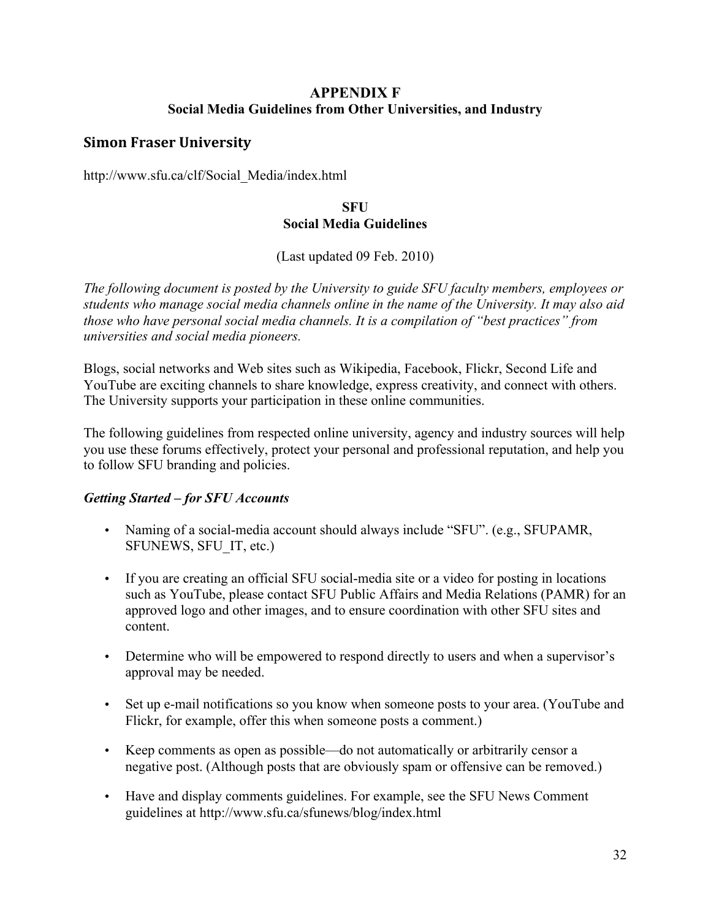**APPENDIX F**

**Social Media Guidelines from Other Universities, and Industry**

## Simon Fraser University

http://www.sfu.ca/clf/Social_Media/index.html

**SFU**
**Social Media Guidelines**

(Last updated 09 Feb. 2010)

*The following document is posted by the University to guide SFU faculty members, employees or students who manage social media channels online in the name of the University. It may also aid those who have personal social media channels. It is a compilation of "best practices" from universities and social media pioneers.*

Blogs, social networks and Web sites such as Wikipedia, Facebook, Flickr, Second Life and YouTube are exciting channels to share knowledge, express creativity, and connect with others. The University supports your participation in these online communities.

The following guidelines from respected online university, agency and industry sources will help you use these forums effectively, protect your personal and professional reputation, and help you to follow SFU branding and policies.

***Getting Started – for SFU Accounts***

- Naming of a social-media account should always include "SFU". (e.g., SFUPAMR, SFUNEWS, SFU_IT, etc.)
- If you are creating an official SFU social-media site or a video for posting in locations such as YouTube, please contact SFU Public Affairs and Media Relations (PAMR) for an approved logo and other images, and to ensure coordination with other SFU sites and content.
- Determine who will be empowered to respond directly to users and when a supervisor's approval may be needed.
- Set up e-mail notifications so you know when someone posts to your area. (YouTube and Flickr, for example, offer this when someone posts a comment.)
- Keep comments as open as possible—do not automatically or arbitrarily censor a negative post. (Although posts that are obviously spam or offensive can be removed.)
- Have and display comments guidelines. For example, see the SFU News Comment guidelines at http://www.sfu.ca/sfunews/blog/index.html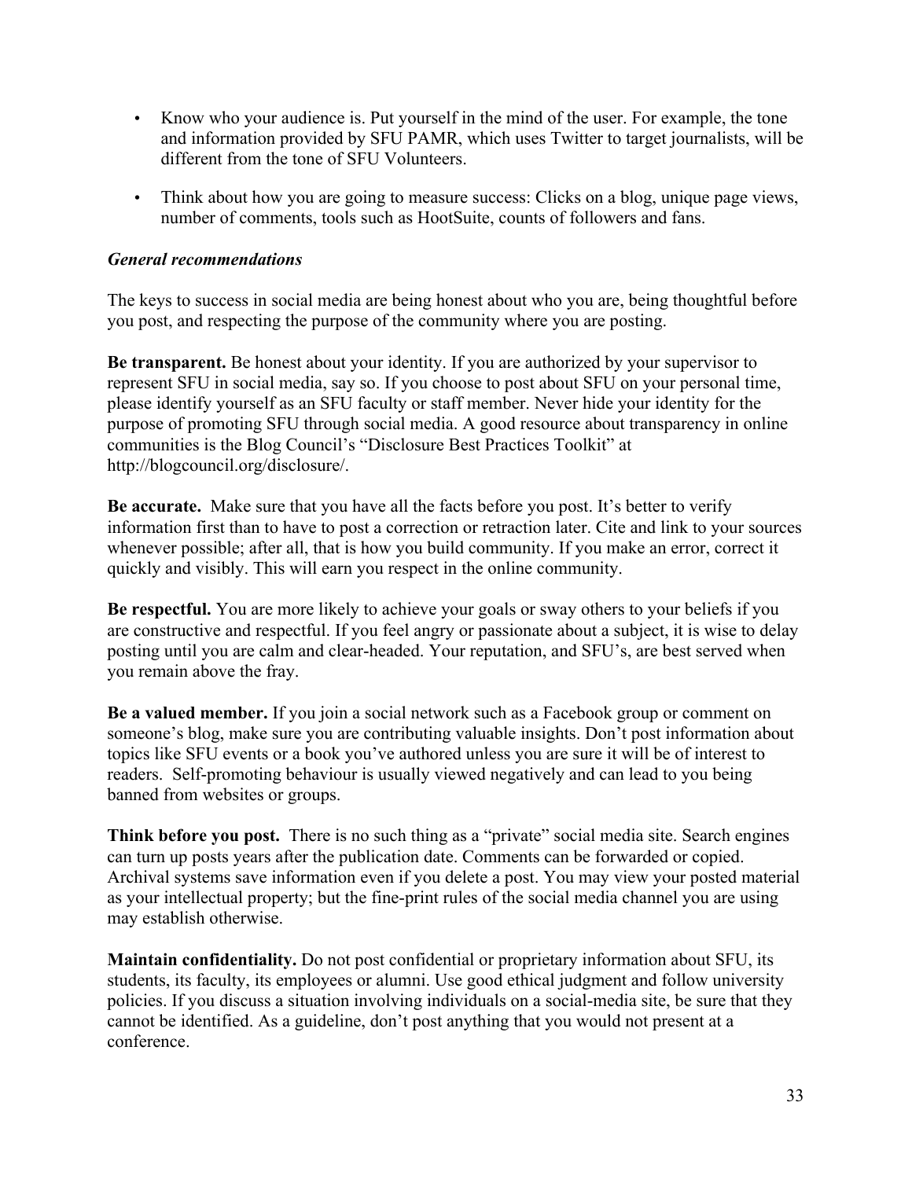- Know who your audience is. Put yourself in the mind of the user. For example, the tone and information provided by SFU PAMR, which uses Twitter to target journalists, will be different from the tone of SFU Volunteers.

- Think about how you are going to measure success: Clicks on a blog, unique page views, number of comments, tools such as HootSuite, counts of followers and fans.

***General recommendations***

The keys to success in social media are being honest about who you are, being thoughtful before you post, and respecting the purpose of the community where you are posting.

**Be transparent.** Be honest about your identity. If you are authorized by your supervisor to represent SFU in social media, say so. If you choose to post about SFU on your personal time, please identify yourself as an SFU faculty or staff member. Never hide your identity for the purpose of promoting SFU through social media. A good resource about transparency in online communities is the Blog Council's "Disclosure Best Practices Toolkit" at http://blogcouncil.org/disclosure/.

**Be accurate.** Make sure that you have all the facts before you post. It's better to verify information first than to have to post a correction or retraction later. Cite and link to your sources whenever possible; after all, that is how you build community. If you make an error, correct it quickly and visibly. This will earn you respect in the online community.

**Be respectful.** You are more likely to achieve your goals or sway others to your beliefs if you are constructive and respectful. If you feel angry or passionate about a subject, it is wise to delay posting until you are calm and clear-headed. Your reputation, and SFU's, are best served when you remain above the fray.

**Be a valued member.** If you join a social network such as a Facebook group or comment on someone's blog, make sure you are contributing valuable insights. Don't post information about topics like SFU events or a book you've authored unless you are sure it will be of interest to readers. Self-promoting behaviour is usually viewed negatively and can lead to you being banned from websites or groups.

**Think before you post.** There is no such thing as a "private" social media site. Search engines can turn up posts years after the publication date. Comments can be forwarded or copied. Archival systems save information even if you delete a post. You may view your posted material as your intellectual property; but the fine-print rules of the social media channel you are using may establish otherwise.

**Maintain confidentiality.** Do not post confidential or proprietary information about SFU, its students, its faculty, its employees or alumni. Use good ethical judgment and follow university policies. If you discuss a situation involving individuals on a social-media site, be sure that they cannot be identified. As a guideline, don't post anything that you would not present at a conference.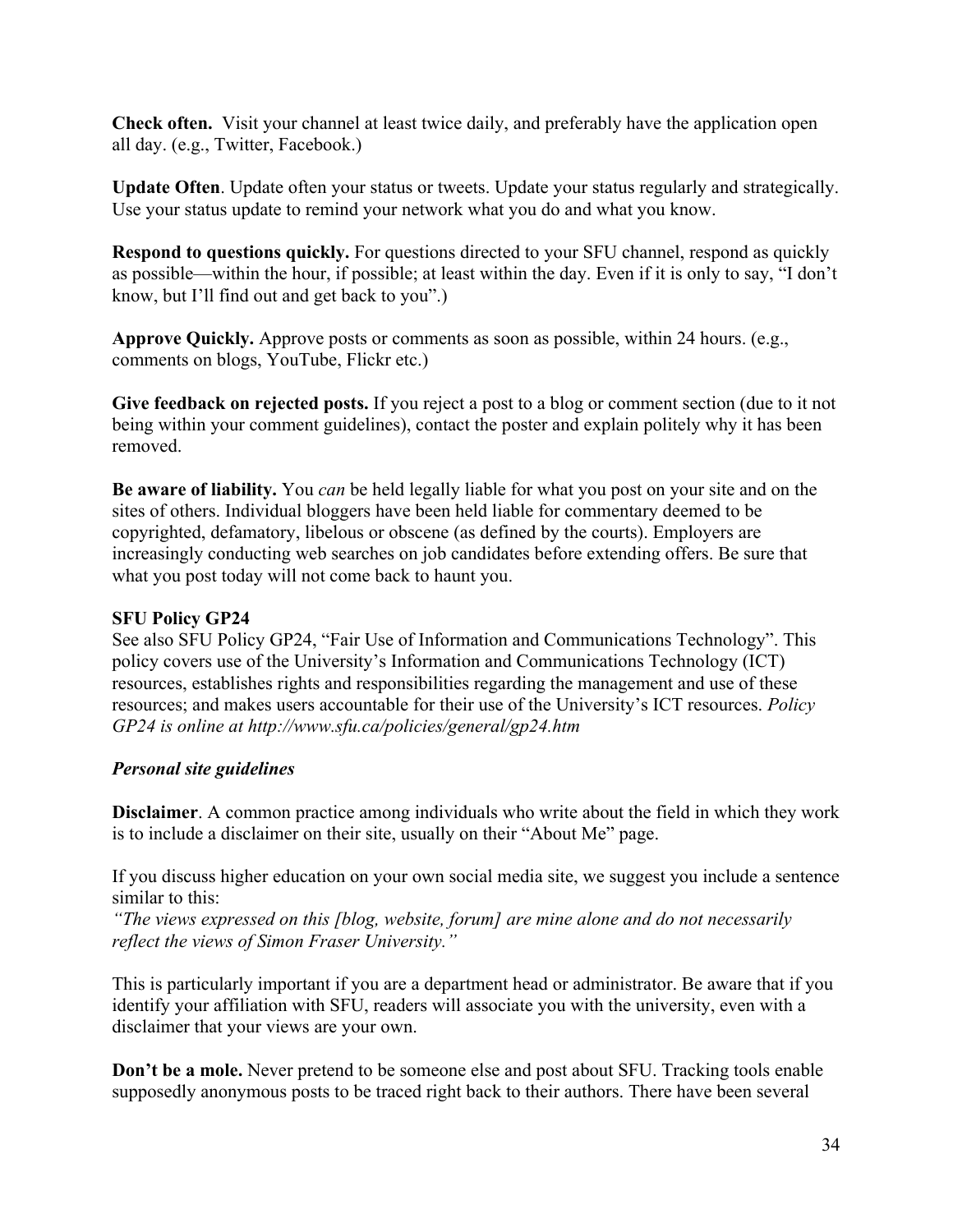**Check often.** Visit your channel at least twice daily, and preferably have the application open all day. (e.g., Twitter, Facebook.)

**Update Often**. Update often your status or tweets. Update your status regularly and strategically. Use your status update to remind your network what you do and what you know.

**Respond to questions quickly.** For questions directed to your SFU channel, respond as quickly as possible—within the hour, if possible; at least within the day. Even if it is only to say, "I don't know, but I'll find out and get back to you".)

**Approve Quickly.** Approve posts or comments as soon as possible, within 24 hours. (e.g., comments on blogs, YouTube, Flickr etc.)

**Give feedback on rejected posts.** If you reject a post to a blog or comment section (due to it not being within your comment guidelines), contact the poster and explain politely why it has been removed.

**Be aware of liability.** You *can* be held legally liable for what you post on your site and on the sites of others. Individual bloggers have been held liable for commentary deemed to be copyrighted, defamatory, libelous or obscene (as defined by the courts). Employers are increasingly conducting web searches on job candidates before extending offers. Be sure that what you post today will not come back to haunt you.

**SFU Policy GP24**

See also SFU Policy GP24, "Fair Use of Information and Communications Technology". This policy covers use of the University's Information and Communications Technology (ICT) resources, establishes rights and responsibilities regarding the management and use of these resources; and makes users accountable for their use of the University's ICT resources. *Policy GP24 is online at http://www.sfu.ca/policies/general/gp24.htm*

***Personal site guidelines***

**Disclaimer**. A common practice among individuals who write about the field in which they work is to include a disclaimer on their site, usually on their "About Me" page.

If you discuss higher education on your own social media site, we suggest you include a sentence similar to this:

*"The views expressed on this [blog, website, forum] are mine alone and do not necessarily reflect the views of Simon Fraser University."*

This is particularly important if you are a department head or administrator. Be aware that if you identify your affiliation with SFU, readers will associate you with the university, even with a disclaimer that your views are your own.

**Don't be a mole.** Never pretend to be someone else and post about SFU. Tracking tools enable supposedly anonymous posts to be traced right back to their authors. There have been several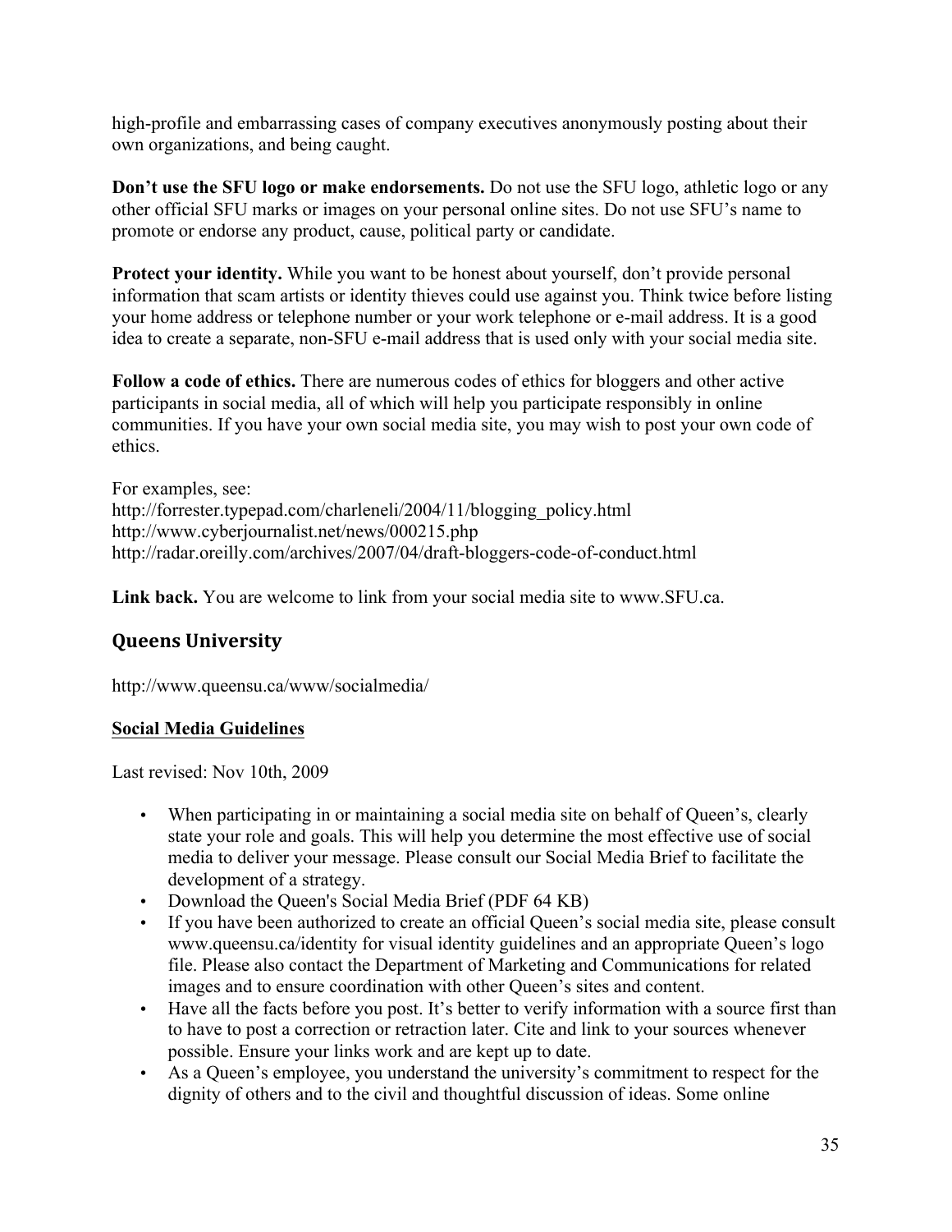high-profile and embarrassing cases of company executives anonymously posting about their own organizations, and being caught.

**Don't use the SFU logo or make endorsements.** Do not use the SFU logo, athletic logo or any other official SFU marks or images on your personal online sites. Do not use SFU's name to promote or endorse any product, cause, political party or candidate.

**Protect your identity.** While you want to be honest about yourself, don't provide personal information that scam artists or identity thieves could use against you. Think twice before listing your home address or telephone number or your work telephone or e-mail address. It is a good idea to create a separate, non-SFU e-mail address that is used only with your social media site.

**Follow a code of ethics.** There are numerous codes of ethics for bloggers and other active participants in social media, all of which will help you participate responsibly in online communities. If you have your own social media site, you may wish to post your own code of ethics.

For examples, see:
http://forrester.typepad.com/charleneli/2004/11/blogging_policy.html
http://www.cyberjournalist.net/news/000215.php
http://radar.oreilly.com/archives/2007/04/draft-bloggers-code-of-conduct.html

**Link back.** You are welcome to link from your social media site to www.SFU.ca.

## Queens University

http://www.queensu.ca/www/socialmedia/

**Social Media Guidelines**

Last revised: Nov 10th, 2009

- When participating in or maintaining a social media site on behalf of Queen's, clearly state your role and goals. This will help you determine the most effective use of social media to deliver your message. Please consult our Social Media Brief to facilitate the development of a strategy.
- Download the Queen's Social Media Brief (PDF 64 KB)
- If you have been authorized to create an official Queen's social media site, please consult www.queensu.ca/identity for visual identity guidelines and an appropriate Queen's logo file. Please also contact the Department of Marketing and Communications for related images and to ensure coordination with other Queen's sites and content.
- Have all the facts before you post. It's better to verify information with a source first than to have to post a correction or retraction later. Cite and link to your sources whenever possible. Ensure your links work and are kept up to date.
- As a Queen's employee, you understand the university's commitment to respect for the dignity of others and to the civil and thoughtful discussion of ideas. Some online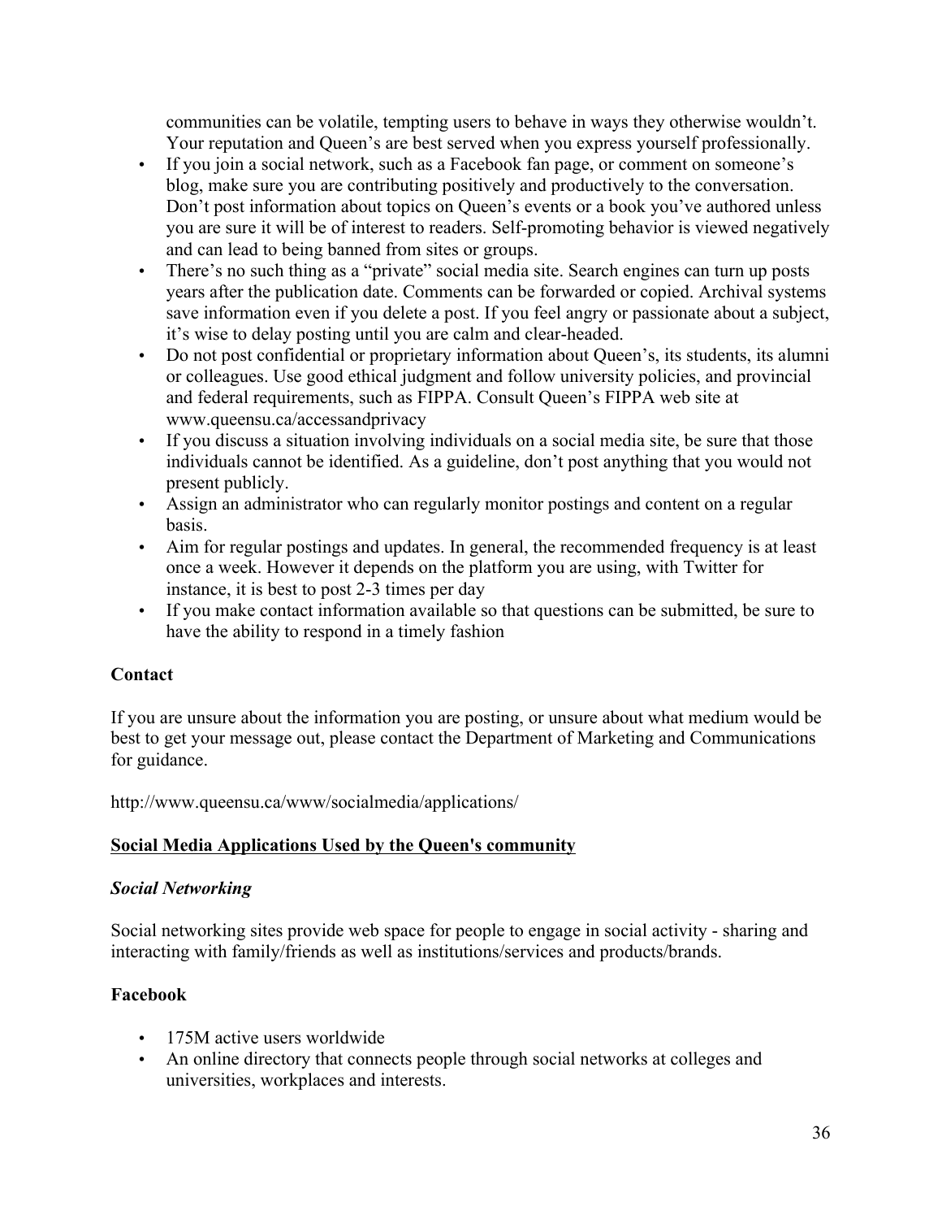communities can be volatile, tempting users to behave in ways they otherwise wouldn't. Your reputation and Queen's are best served when you express yourself professionally.

- If you join a social network, such as a Facebook fan page, or comment on someone's blog, make sure you are contributing positively and productively to the conversation. Don't post information about topics on Queen's events or a book you've authored unless you are sure it will be of interest to readers. Self-promoting behavior is viewed negatively and can lead to being banned from sites or groups.
- There's no such thing as a "private" social media site. Search engines can turn up posts years after the publication date. Comments can be forwarded or copied. Archival systems save information even if you delete a post. If you feel angry or passionate about a subject, it's wise to delay posting until you are calm and clear-headed.
- Do not post confidential or proprietary information about Queen's, its students, its alumni or colleagues. Use good ethical judgment and follow university policies, and provincial and federal requirements, such as FIPPA. Consult Queen's FIPPA web site at www.queensu.ca/accessandprivacy
- If you discuss a situation involving individuals on a social media site, be sure that those individuals cannot be identified. As a guideline, don't post anything that you would not present publicly.
- Assign an administrator who can regularly monitor postings and content on a regular basis.
- Aim for regular postings and updates. In general, the recommended frequency is at least once a week. However it depends on the platform you are using, with Twitter for instance, it is best to post 2-3 times per day
- If you make contact information available so that questions can be submitted, be sure to have the ability to respond in a timely fashion

**Contact**

If you are unsure about the information you are posting, or unsure about what medium would be best to get your message out, please contact the Department of Marketing and Communications for guidance.

http://www.queensu.ca/www/socialmedia/applications/

## Social Media Applications Used by the Queen's community

### *Social Networking*

Social networking sites provide web space for people to engage in social activity - sharing and interacting with family/friends as well as institutions/services and products/brands.

**Facebook**

- 175M active users worldwide
- An online directory that connects people through social networks at colleges and universities, workplaces and interests.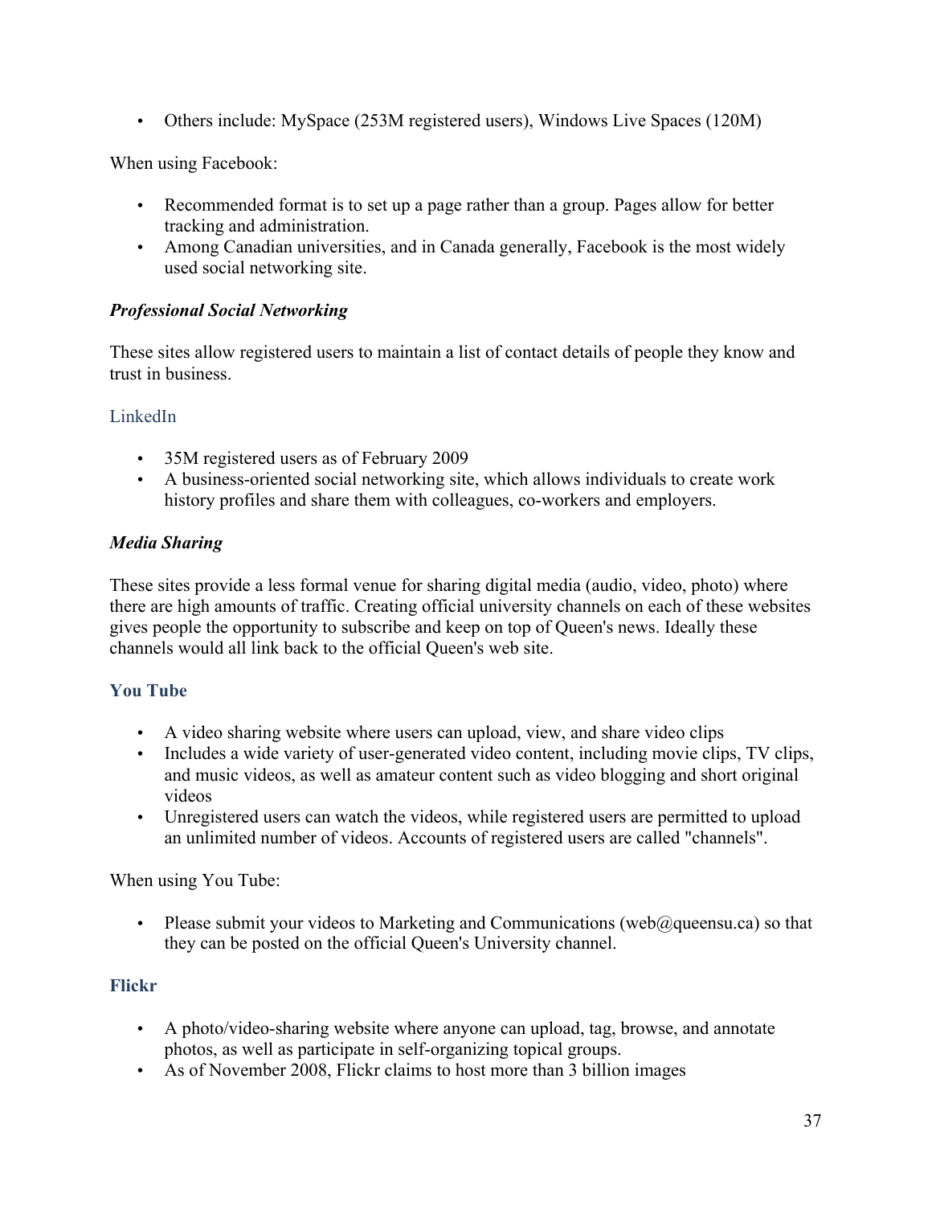- Others include: MySpace (253M registered users), Windows Live Spaces (120M)

When using Facebook:

- Recommended format is to set up a page rather than a group. Pages allow for better tracking and administration.
- Among Canadian universities, and in Canada generally, Facebook is the most widely used social networking site.

***Professional Social Networking***

These sites allow registered users to maintain a list of contact details of people they know and trust in business.

#### LinkedIn

- 35M registered users as of February 2009
- A business-oriented social networking site, which allows individuals to create work history profiles and share them with colleagues, co-workers and employers.

***Media Sharing***

These sites provide a less formal venue for sharing digital media (audio, video, photo) where there are high amounts of traffic. Creating official university channels on each of these websites gives people the opportunity to subscribe and keep on top of Queen's news. Ideally these channels would all link back to the official Queen's web site.

#### **You Tube**

- A video sharing website where users can upload, view, and share video clips
- Includes a wide variety of user-generated video content, including movie clips, TV clips, and music videos, as well as amateur content such as video blogging and short original videos
- Unregistered users can watch the videos, while registered users are permitted to upload an unlimited number of videos. Accounts of registered users are called "channels".

When using You Tube:

- Please submit your videos to Marketing and Communications (web@queensu.ca) so that they can be posted on the official Queen's University channel.

#### **Flickr**

- A photo/video-sharing website where anyone can upload, tag, browse, and annotate photos, as well as participate in self-organizing topical groups.
- As of November 2008, Flickr claims to host more than 3 billion images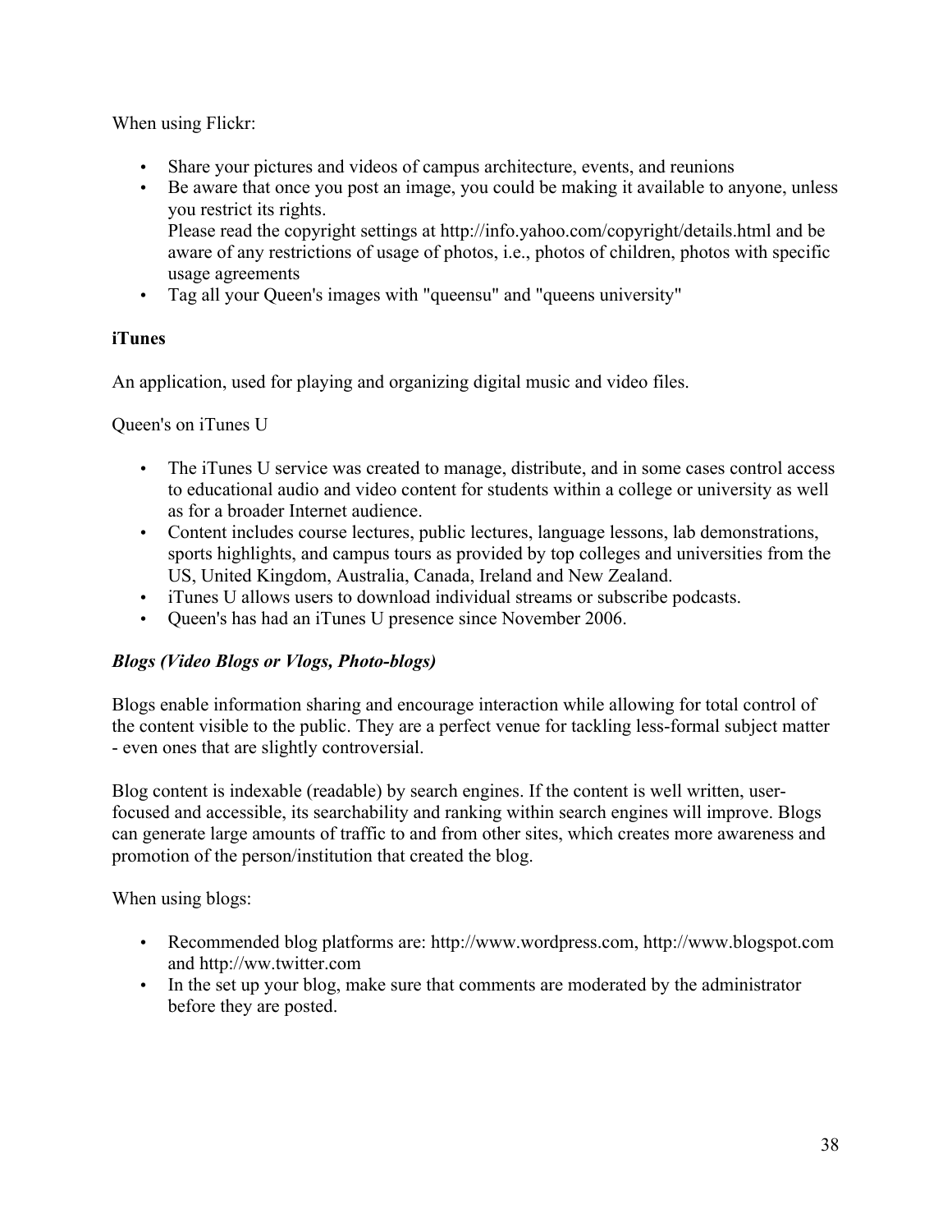When using Flickr:

- Share your pictures and videos of campus architecture, events, and reunions
- Be aware that once you post an image, you could be making it available to anyone, unless you restrict its rights.
  Please read the copyright settings at http://info.yahoo.com/copyright/details.html and be aware of any restrictions of usage of photos, i.e., photos of children, photos with specific usage agreements
- Tag all your Queen's images with "queensu" and "queens university"

**iTunes**

An application, used for playing and organizing digital music and video files.

Queen's on iTunes U

- The iTunes U service was created to manage, distribute, and in some cases control access to educational audio and video content for students within a college or university as well as for a broader Internet audience.
- Content includes course lectures, public lectures, language lessons, lab demonstrations, sports highlights, and campus tours as provided by top colleges and universities from the US, United Kingdom, Australia, Canada, Ireland and New Zealand.
- iTunes U allows users to download individual streams or subscribe podcasts.
- Queen's has had an iTunes U presence since November 2006.

***Blogs (Video Blogs or Vlogs, Photo-blogs)***

Blogs enable information sharing and encourage interaction while allowing for total control of the content visible to the public. They are a perfect venue for tackling less-formal subject matter - even ones that are slightly controversial.

Blog content is indexable (readable) by search engines. If the content is well written, user-focused and accessible, its searchability and ranking within search engines will improve. Blogs can generate large amounts of traffic to and from other sites, which creates more awareness and promotion of the person/institution that created the blog.

When using blogs:

- Recommended blog platforms are: http://www.wordpress.com, http://www.blogspot.com and http://ww.twitter.com
- In the set up your blog, make sure that comments are moderated by the administrator before they are posted.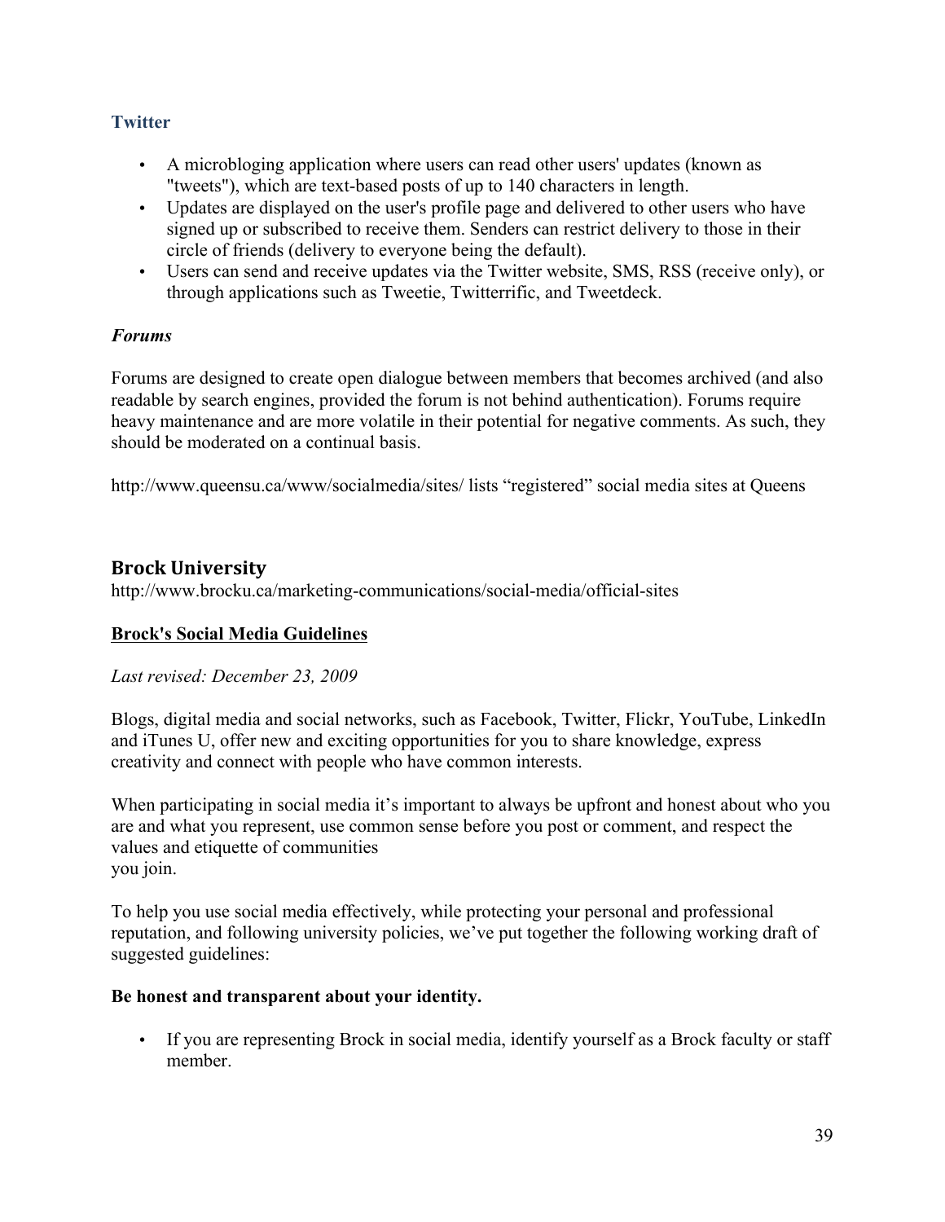### Twitter

- A microbloging application where users can read other users' updates (known as "tweets"), which are text-based posts of up to 140 characters in length.
- Updates are displayed on the user's profile page and delivered to other users who have signed up or subscribed to receive them. Senders can restrict delivery to those in their circle of friends (delivery to everyone being the default).
- Users can send and receive updates via the Twitter website, SMS, RSS (receive only), or through applications such as Tweetie, Twitterrific, and Tweetdeck.

### *Forums*

Forums are designed to create open dialogue between members that becomes archived (and also readable by search engines, provided the forum is not behind authentication). Forums require heavy maintenance and are more volatile in their potential for negative comments. As such, they should be moderated on a continual basis.

http://www.queensu.ca/www/socialmedia/sites/ lists "registered" social media sites at Queens

## Brock University

http://www.brocku.ca/marketing-communications/social-media/official-sites

**Brock's Social Media Guidelines**

*Last revised: December 23, 2009*

Blogs, digital media and social networks, such as Facebook, Twitter, Flickr, YouTube, LinkedIn and iTunes U, offer new and exciting opportunities for you to share knowledge, express creativity and connect with people who have common interests.

When participating in social media it's important to always be upfront and honest about who you are and what you represent, use common sense before you post or comment, and respect the values and etiquette of communities you join.

To help you use social media effectively, while protecting your personal and professional reputation, and following university policies, we've put together the following working draft of suggested guidelines:

**Be honest and transparent about your identity.**

- If you are representing Brock in social media, identify yourself as a Brock faculty or staff member.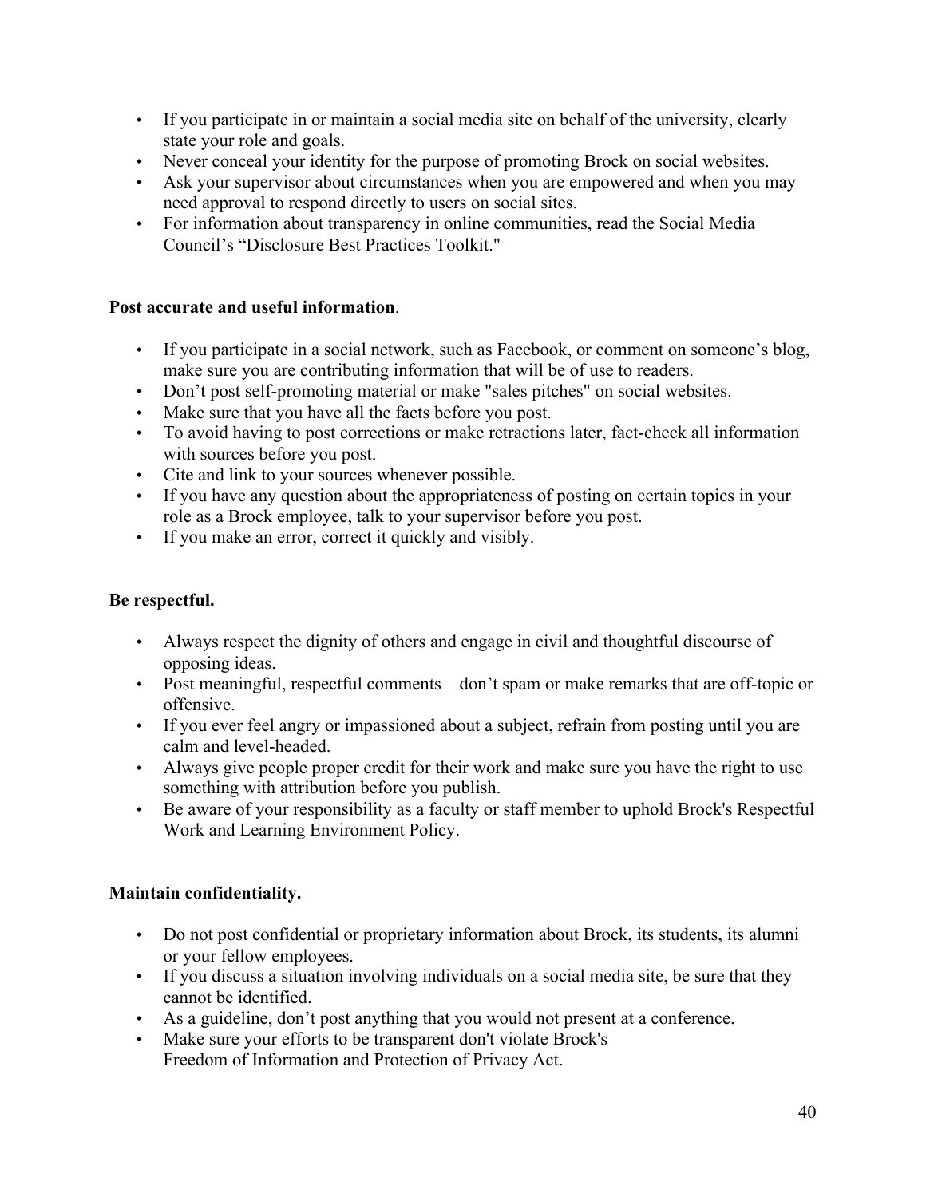- If you participate in or maintain a social media site on behalf of the university, clearly state your role and goals.
- Never conceal your identity for the purpose of promoting Brock on social websites.
- Ask your supervisor about circumstances when you are empowered and when you may need approval to respond directly to users on social sites.
- For information about transparency in online communities, read the Social Media Council's "Disclosure Best Practices Toolkit."

**Post accurate and useful information**.

- If you participate in a social network, such as Facebook, or comment on someone's blog, make sure you are contributing information that will be of use to readers.
- Don't post self-promoting material or make "sales pitches" on social websites.
- Make sure that you have all the facts before you post.
- To avoid having to post corrections or make retractions later, fact-check all information with sources before you post.
- Cite and link to your sources whenever possible.
- If you have any question about the appropriateness of posting on certain topics in your role as a Brock employee, talk to your supervisor before you post.
- If you make an error, correct it quickly and visibly.

**Be respectful.**

- Always respect the dignity of others and engage in civil and thoughtful discourse of opposing ideas.
- Post meaningful, respectful comments – don't spam or make remarks that are off-topic or offensive.
- If you ever feel angry or impassioned about a subject, refrain from posting until you are calm and level-headed.
- Always give people proper credit for their work and make sure you have the right to use something with attribution before you publish.
- Be aware of your responsibility as a faculty or staff member to uphold Brock's Respectful Work and Learning Environment Policy.

**Maintain confidentiality.**

- Do not post confidential or proprietary information about Brock, its students, its alumni or your fellow employees.
- If you discuss a situation involving individuals on a social media site, be sure that they cannot be identified.
- As a guideline, don't post anything that you would not present at a conference.
- Make sure your efforts to be transparent don't violate Brock's Freedom of Information and Protection of Privacy Act.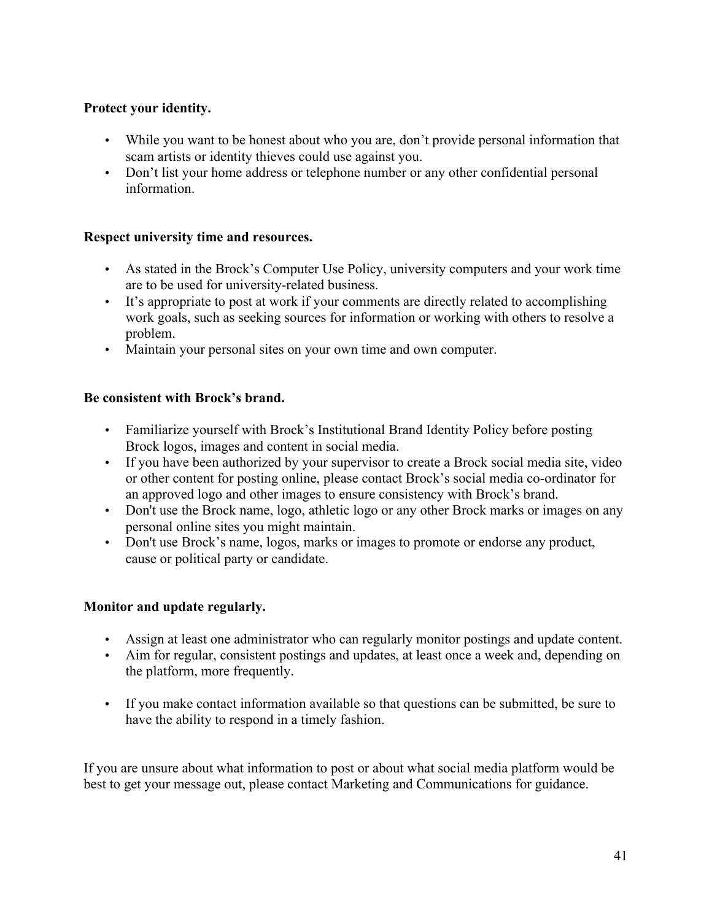**Protect your identity.**

- While you want to be honest about who you are, don't provide personal information that scam artists or identity thieves could use against you.
- Don't list your home address or telephone number or any other confidential personal information.

**Respect university time and resources.**

- As stated in the Brock's Computer Use Policy, university computers and your work time are to be used for university-related business.
- It's appropriate to post at work if your comments are directly related to accomplishing work goals, such as seeking sources for information or working with others to resolve a problem.
- Maintain your personal sites on your own time and own computer.

**Be consistent with Brock's brand.**

- Familiarize yourself with Brock's Institutional Brand Identity Policy before posting Brock logos, images and content in social media.
- If you have been authorized by your supervisor to create a Brock social media site, video or other content for posting online, please contact Brock's social media co-ordinator for an approved logo and other images to ensure consistency with Brock's brand.
- Don't use the Brock name, logo, athletic logo or any other Brock marks or images on any personal online sites you might maintain.
- Don't use Brock's name, logos, marks or images to promote or endorse any product, cause or political party or candidate.

**Monitor and update regularly.**

- Assign at least one administrator who can regularly monitor postings and update content.
- Aim for regular, consistent postings and updates, at least once a week and, depending on the platform, more frequently.
- If you make contact information available so that questions can be submitted, be sure to have the ability to respond in a timely fashion.

If you are unsure about what information to post or about what social media platform would be best to get your message out, please contact Marketing and Communications for guidance.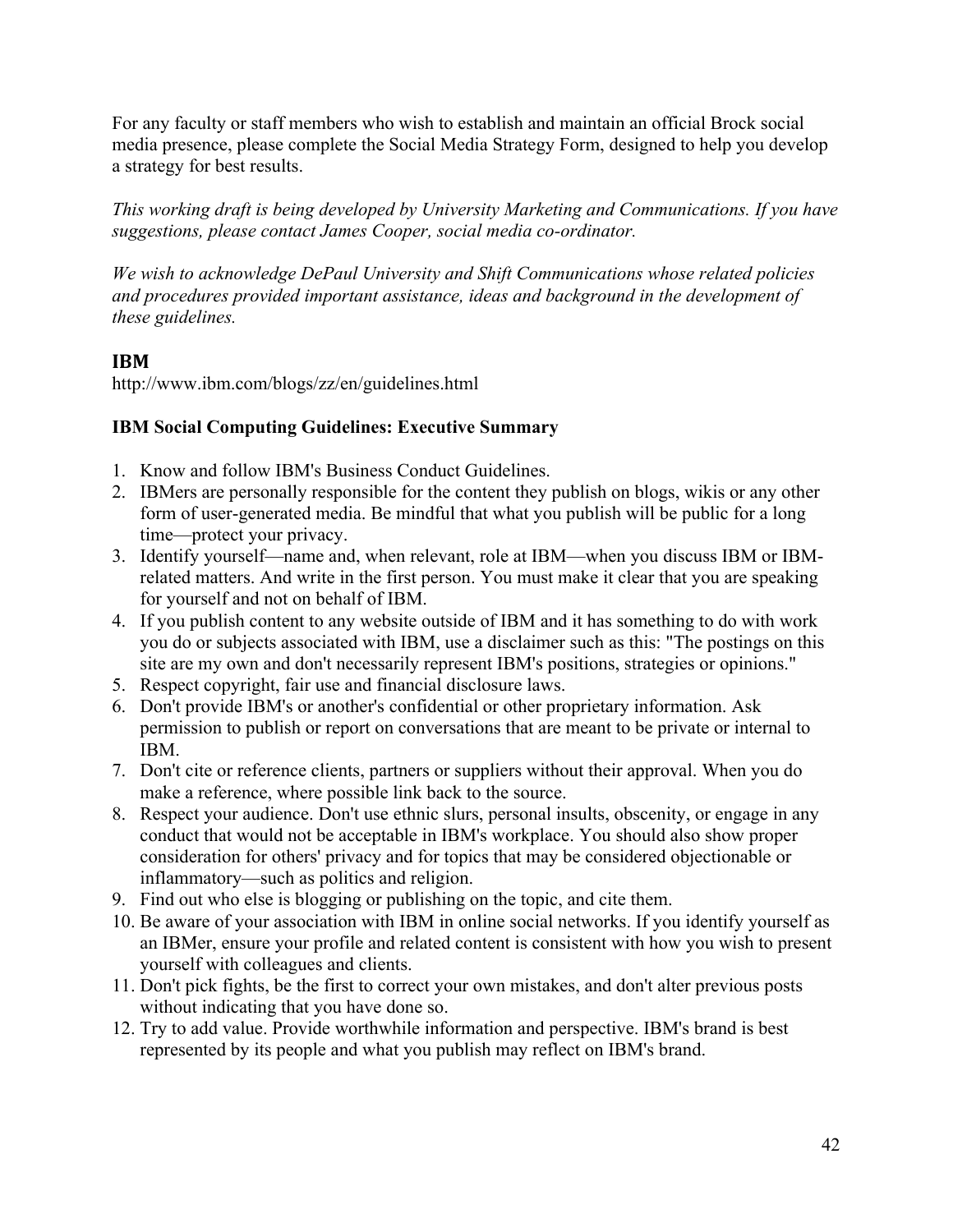For any faculty or staff members who wish to establish and maintain an official Brock social media presence, please complete the Social Media Strategy Form, designed to help you develop a strategy for best results.

*This working draft is being developed by University Marketing and Communications. If you have suggestions, please contact James Cooper, social media co-ordinator.*

*We wish to acknowledge DePaul University and Shift Communications whose related policies and procedures provided important assistance, ideas and background in the development of these guidelines.*

## IBM

http://www.ibm.com/blogs/zz/en/guidelines.html

**IBM Social Computing Guidelines: Executive Summary**

1. Know and follow IBM's Business Conduct Guidelines.
2. IBMers are personally responsible for the content they publish on blogs, wikis or any other form of user-generated media. Be mindful that what you publish will be public for a long time—protect your privacy.
3. Identify yourself—name and, when relevant, role at IBM—when you discuss IBM or IBM-related matters. And write in the first person. You must make it clear that you are speaking for yourself and not on behalf of IBM.
4. If you publish content to any website outside of IBM and it has something to do with work you do or subjects associated with IBM, use a disclaimer such as this: "The postings on this site are my own and don't necessarily represent IBM's positions, strategies or opinions."
5. Respect copyright, fair use and financial disclosure laws.
6. Don't provide IBM's or another's confidential or other proprietary information. Ask permission to publish or report on conversations that are meant to be private or internal to IBM.
7. Don't cite or reference clients, partners or suppliers without their approval. When you do make a reference, where possible link back to the source.
8. Respect your audience. Don't use ethnic slurs, personal insults, obscenity, or engage in any conduct that would not be acceptable in IBM's workplace. You should also show proper consideration for others' privacy and for topics that may be considered objectionable or inflammatory—such as politics and religion.
9. Find out who else is blogging or publishing on the topic, and cite them.
10. Be aware of your association with IBM in online social networks. If you identify yourself as an IBMer, ensure your profile and related content is consistent with how you wish to present yourself with colleagues and clients.
11. Don't pick fights, be the first to correct your own mistakes, and don't alter previous posts without indicating that you have done so.
12. Try to add value. Provide worthwhile information and perspective. IBM's brand is best represented by its people and what you publish may reflect on IBM's brand.